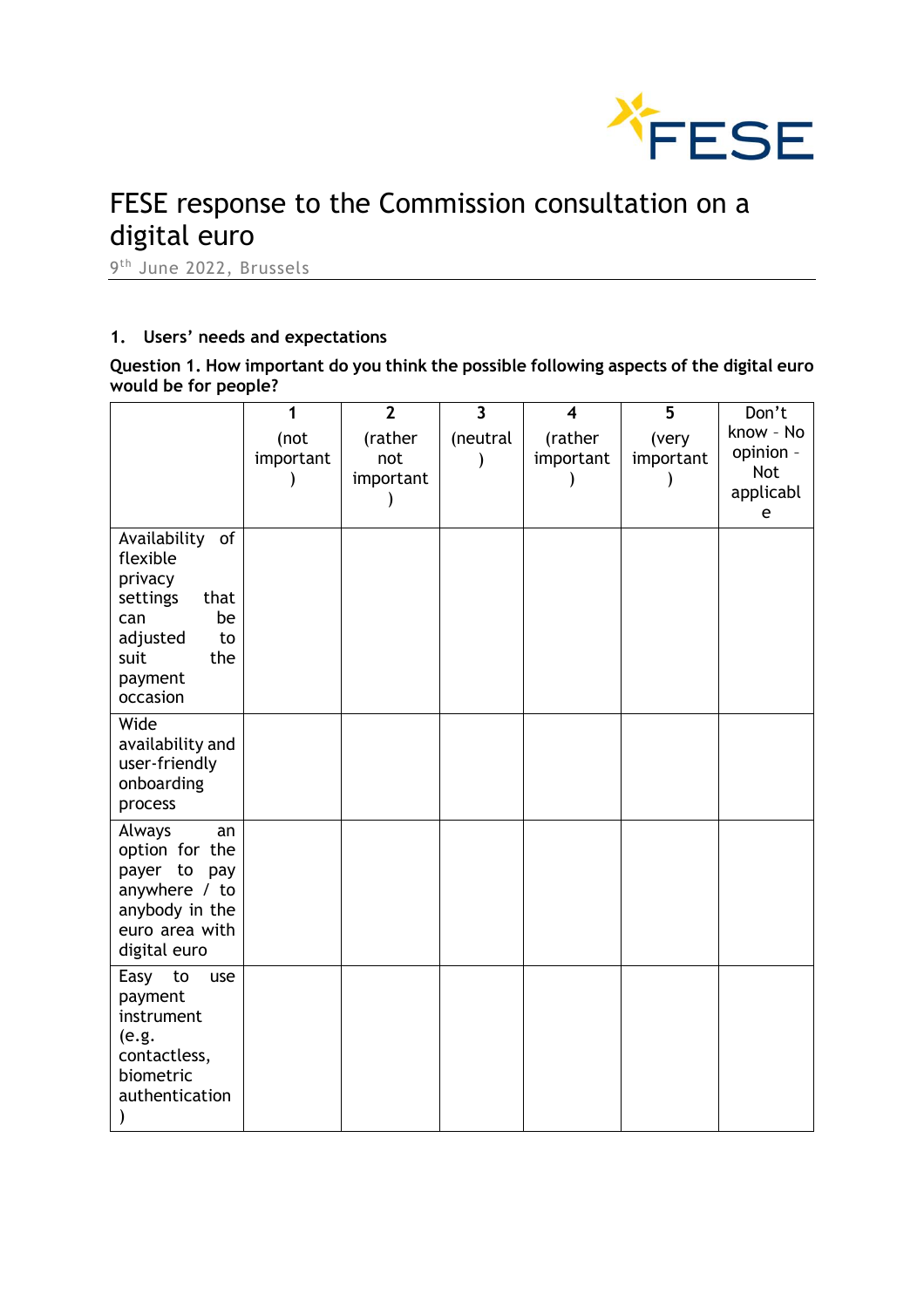# FESE response to the Commission consultation on a digital euro

9th June 2022, Brussels

## 1. Users' needs and expectations

**Question 1. How important do you think the possible following aspects of the digital euro would be for people?**

| | 1 (not important) | 2 (rather not important) | 3 (neutral) | 4 (rather important) | 5 (very important) | Don't know - No opinion - Not applicable |
|---|---|---|---|---|---|---|
| Availability of flexible privacy settings that can be adjusted to suit the payment occasion | | | | | | |
| Wide availability and user-friendly onboarding process | | | | | | |
| Always an option for the payer to pay anywhere / to anybody in the euro area with digital euro | | | | | | |
| Easy to use payment instrument (e.g. contactless, biometric authentication) | | | | | | |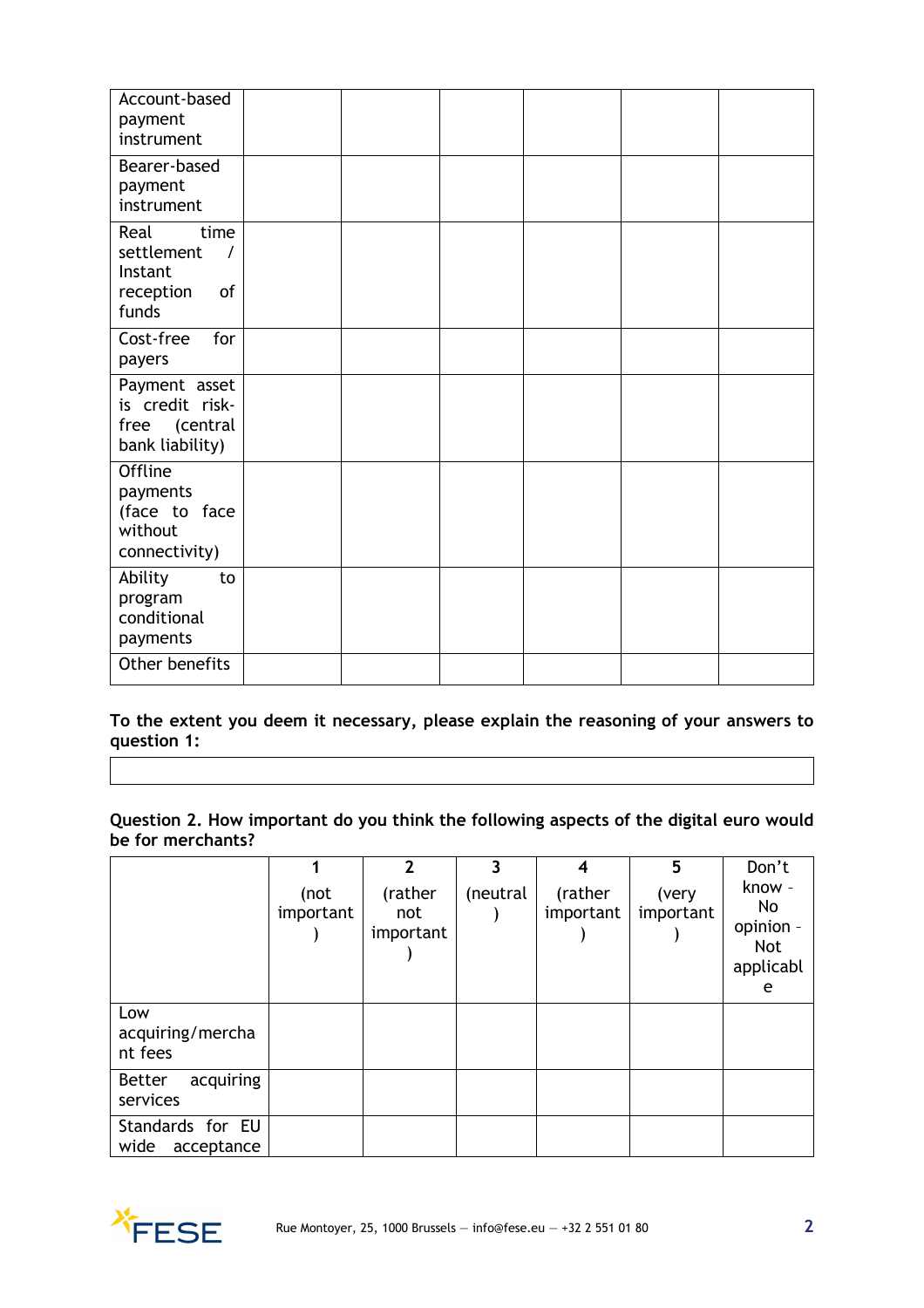| | | | | | | |
|---|---|---|---|---|---|---|
| Account-based payment instrument | | | | | | |
| Bearer-based payment instrument | | | | | | |
| Real time settlement / Instant reception of funds | | | | | | |
| Cost-free for payers | | | | | | |
| Payment asset is credit risk-free (central bank liability) | | | | | | |
| Offline payments (face to face without connectivity) | | | | | | |
| Ability to program conditional payments | | | | | | |
| Other benefits | | | | | | |

**To the extent you deem it necessary, please explain the reasoning of your answers to question 1:**

| |
|---|
| |

**Question 2. How important do you think the following aspects of the digital euro would be for merchants?**

| | 1 (not important) | 2 (rather not important) | 3 (neutral) | 4 (rather important) | 5 (very important) | Don't know - No opinion - Not applicable |
|---|---|---|---|---|---|---|
| Low acquiring/merchant fees | | | | | | |
| Better acquiring services | | | | | | |
| Standards for EU wide acceptance | | | | | | |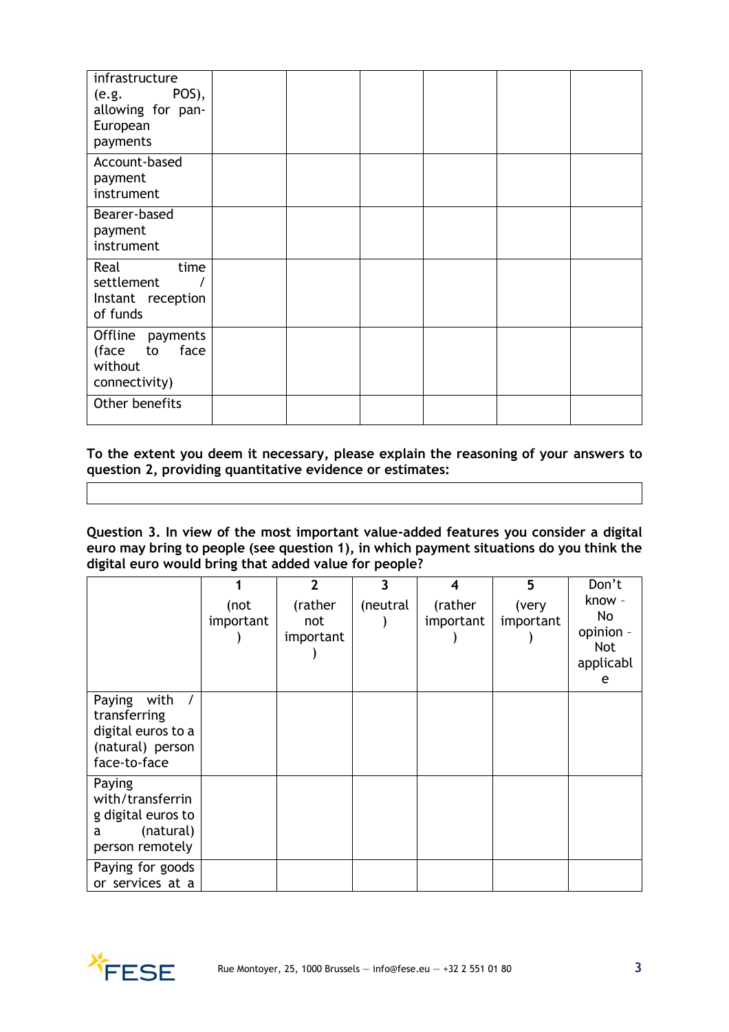| | | | | | | |
|---|---|---|---|---|---|---|
| infrastructure (e.g. POS), allowing for pan-European payments | | | | | | |
| Account-based payment instrument | | | | | | |
| Bearer-based payment instrument | | | | | | |
| Real time settlement / Instant reception of funds | | | | | | |
| Offline payments (face to face without connectivity) | | | | | | |
| Other benefits | | | | | | |

**To the extent you deem it necessary, please explain the reasoning of your answers to question 2, providing quantitative evidence or estimates:**

| |
|---|
| |

**Question 3. In view of the most important value-added features you consider a digital euro may bring to people (see question 1), in which payment situations do you think the digital euro would bring that added value for people?**

| | 1 (not important) | 2 (rather not important) | 3 (neutral) | 4 (rather important) | 5 (very important) | Don't know - No opinion - Not applicable |
|---|---|---|---|---|---|---|
| Paying with / transferring digital euros to a (natural) person face-to-face | | | | | | |
| Paying with/transferring digital euros to a (natural) person remotely | | | | | | |
| Paying for goods or services at a | | | | | | |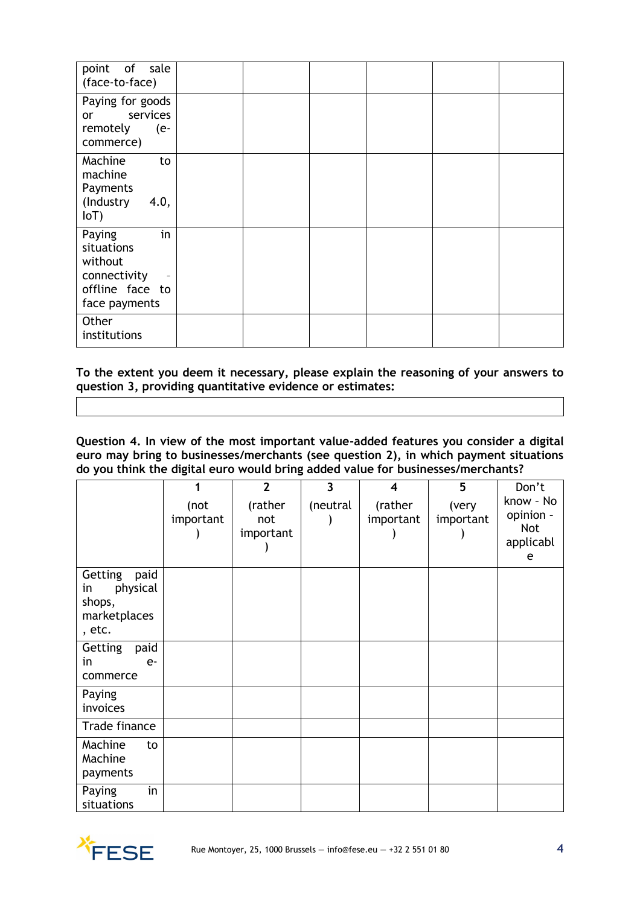| | | | | | | |
|---|---|---|---|---|---|---|
| point of sale (face-to-face) | | | | | | |
| Paying for goods or services remotely (e-commerce) | | | | | | |
| Machine to machine Payments (Industry 4.0, IoT) | | | | | | |
| Paying in situations without connectivity – offline face to face payments | | | | | | |
| Other institutions | | | | | | |

**To the extent you deem it necessary, please explain the reasoning of your answers to question 3, providing quantitative evidence or estimates:**

| |
|---|
| |

**Question 4. In view of the most important value-added features you consider a digital euro may bring to businesses/merchants (see question 2), in which payment situations do you think the digital euro would bring added value for businesses/merchants?**

| | 1 (not important) | 2 (rather not important) | 3 (neutral) | 4 (rather important) | 5 (very important) | Don't know – No opinion – Not applicable |
|---|---|---|---|---|---|---|
| Getting paid in physical shops, marketplaces, etc. | | | | | | |
| Getting paid in e-commerce | | | | | | |
| Paying invoices | | | | | | |
| Trade finance | | | | | | |
| Machine to Machine payments | | | | | | |
| Paying in situations | | | | | | |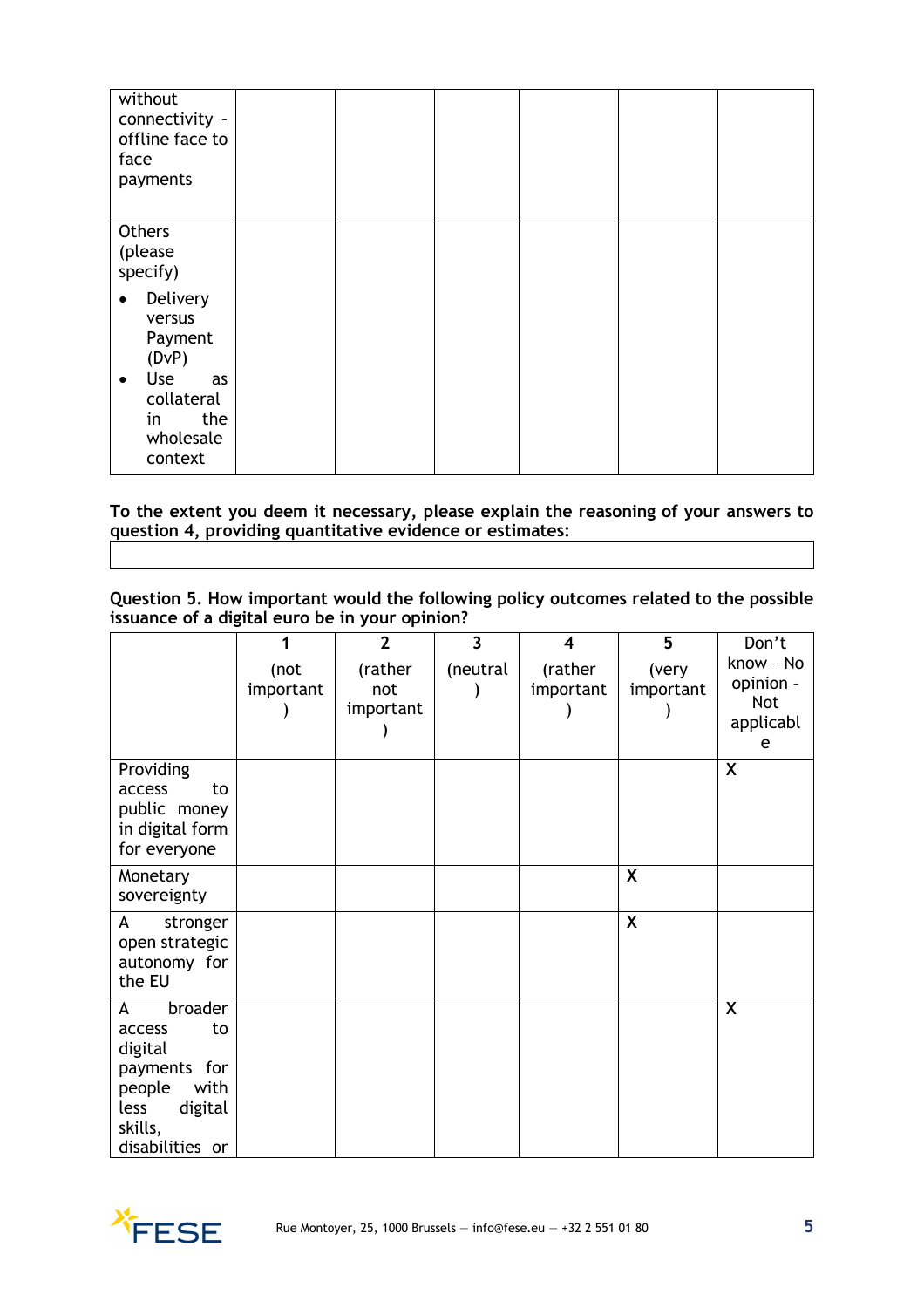| | | | | | | |
|---|---|---|---|---|---|---|
| without connectivity – offline face to face payments | | | | | | |
| Others (please specify)<br>• Delivery versus Payment (DvP)<br>• Use as collateral in the wholesale context | | | | | | |

**To the extent you deem it necessary, please explain the reasoning of your answers to question 4, providing quantitative evidence or estimates:**

| |
|---|
| |

**Question 5. How important would the following policy outcomes related to the possible issuance of a digital euro be in your opinion?**

| | 1 (not important) | 2 (rather not important) | 3 (neutral) | 4 (rather important) | 5 (very important) | Don't know - No opinion - Not applicable |
|---|---|---|---|---|---|---|
| Providing access to public money in digital form for everyone | | | | | | X |
| Monetary sovereignty | | | | | X | |
| A stronger open strategic autonomy for the EU | | | | | X | |
| A broader access to digital payments for people with less digital skills, disabilities or | | | | | | X |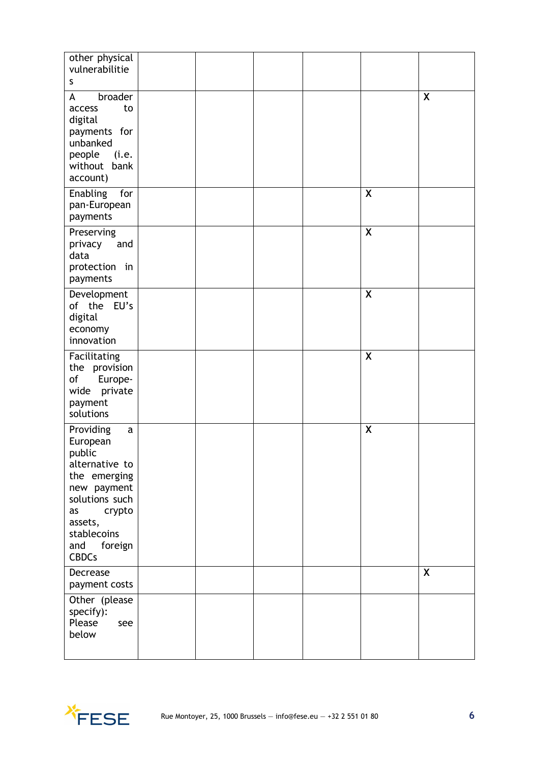| | | | | | | |
|---|---|---|---|---|---|---|
| other physical vulnerabilities | | | | | | |
| A broader access to digital payments for unbanked people (i.e. without bank account) | | | | | | X |
| Enabling for pan-European payments | | | | | X | |
| Preserving privacy and data protection in payments | | | | | X | |
| Development of the EU's digital economy innovation | | | | | X | |
| Facilitating the provision of Europe-wide private payment solutions | | | | | X | |
| Providing a European public alternative to the emerging new payment solutions such as crypto assets, stablecoins and foreign CBDCs | | | | | X | |
| Decrease payment costs | | | | | | X |
| Other (please specify): Please see below | | | | | | |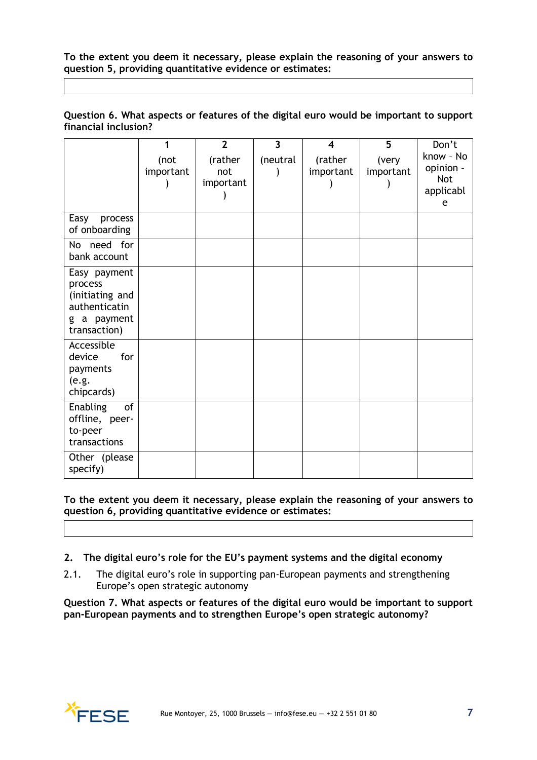**To the extent you deem it necessary, please explain the reasoning of your answers to question 5, providing quantitative evidence or estimates:**

|  |
|---|
|  |

**Question 6. What aspects or features of the digital euro would be important to support financial inclusion?**

|  | 1 (not important) | 2 (rather not important) | 3 (neutral) | 4 (rather important) | 5 (very important) | Don't know - No opinion - Not applicable |
|---|---|---|---|---|---|---|
| Easy process of onboarding | | | | | | |
| No need for bank account | | | | | | |
| Easy payment process (initiating and authenticating a payment transaction) | | | | | | |
| Accessible device for payments (e.g. chipcards) | | | | | | |
| Enabling of offline, peer-to-peer transactions | | | | | | |
| Other (please specify) | | | | | | |

**To the extent you deem it necessary, please explain the reasoning of your answers to question 6, providing quantitative evidence or estimates:**

|  |
|---|
|  |

## 2. The digital euro's role for the EU's payment systems and the digital economy

### 2.1. The digital euro's role in supporting pan-European payments and strengthening Europe's open strategic autonomy

**Question 7. What aspects or features of the digital euro would be important to support pan-European payments and to strengthen Europe's open strategic autonomy?**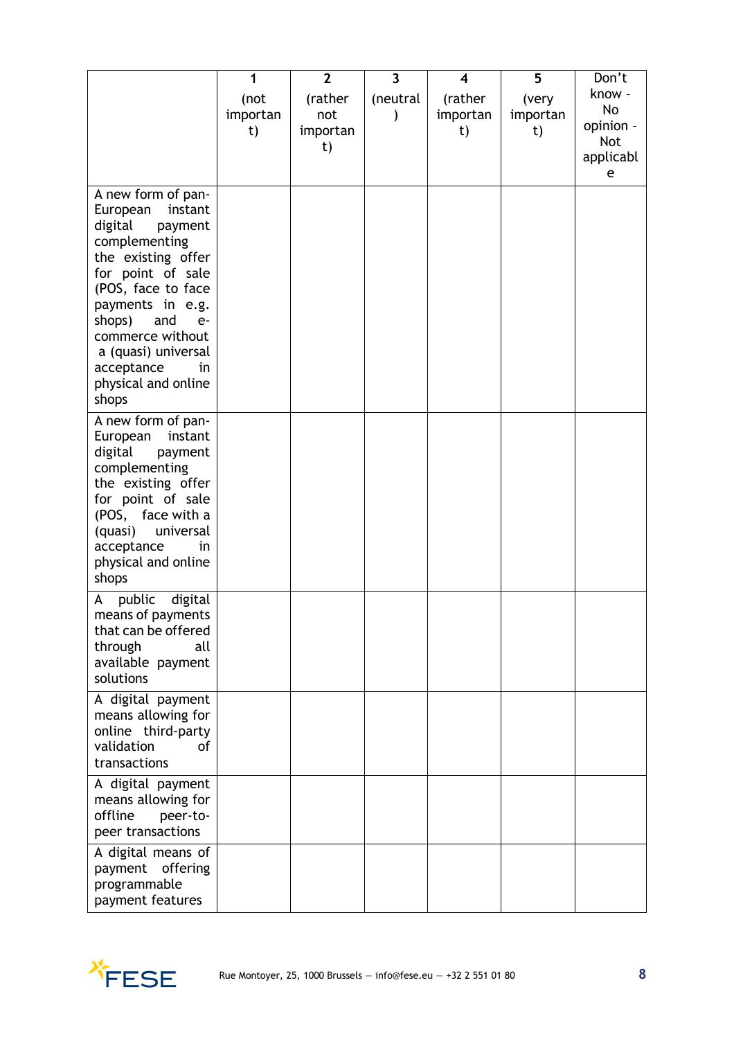| | 1 (not important) | 2 (rather not important) | 3 (neutral) | 4 (rather important) | 5 (very important) | Don't know - No opinion - Not applicable |
|---|---|---|---|---|---|---|
| A new form of pan-European instant digital payment complementing the existing offer for point of sale (POS, face to face payments in e.g. shops) and e-commerce without a (quasi) universal acceptance in physical and online shops | | | | | | |
| A new form of pan-European instant digital payment complementing the existing offer for point of sale (POS, face with a (quasi) universal acceptance in physical and online shops | | | | | | |
| A public digital means of payments that can be offered through all available payment solutions | | | | | | |
| A digital payment means allowing for online third-party validation of transactions | | | | | | |
| A digital payment means allowing for offline peer-to-peer transactions | | | | | | |
| A digital means of payment offering programmable payment features | | | | | | |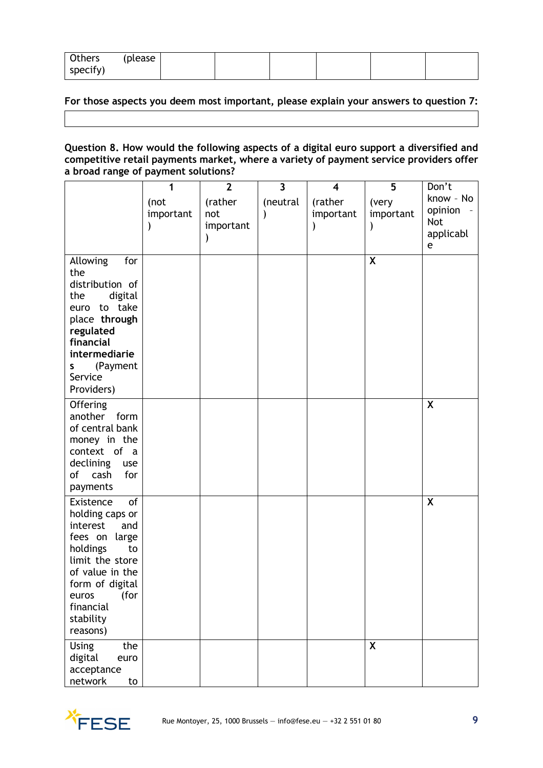| Others (please specify) | | | | | | |
|---|---|---|---|---|---|---|

**For those aspects you deem most important, please explain your answers to question 7:**

| |
|---|
| |

**Question 8. How would the following aspects of a digital euro support a diversified and competitive retail payments market, where a variety of payment service providers offer a broad range of payment solutions?**

| | 1 (not important) | 2 (rather not important) | 3 (neutral) | 4 (rather important) | 5 (very important) | Don't know - No opinion - Not applicable |
|---|---|---|---|---|---|---|
| Allowing for the distribution of the digital euro to take place **through regulated financial intermediaries** (Payment Service Providers) | | | | | X | |
| Offering another form of central bank money in the context of a declining use of cash for payments | | | | | | X |
| Existence of holding caps or interest and fees on large holdings to limit the store of value in the form of digital euros (for financial stability reasons) | | | | | | X |
| Using the digital euro acceptance network to | | | | | X | |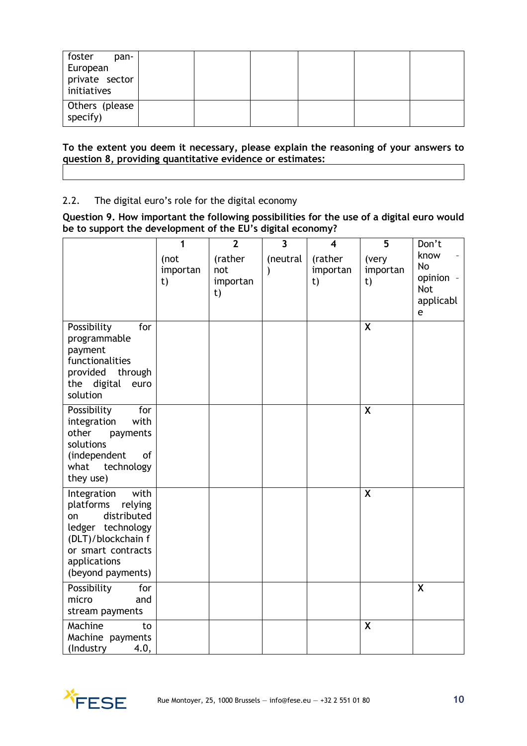| | | | | | | |
|---|---|---|---|---|---|---|
| foster pan-European private sector initiatives | | | | | | |
| Others (please specify) | | | | | | |

**To the extent you deem it necessary, please explain the reasoning of your answers to question 8, providing quantitative evidence or estimates:**

| |
|---|
| |

## 2.2. The digital euro's role for the digital economy

**Question 9. How important the following possibilities for the use of a digital euro would be to support the development of the EU's digital economy?**

| | 1 (not important) | 2 (rather not important) | 3 (neutral) | 4 (rather important) | 5 (very important) | Don't know - No opinion - Not applicable |
|---|---|---|---|---|---|---|
| Possibility for programmable payment functionalities provided through the digital euro solution | | | | | X | |
| Possibility for integration with other payments solutions (independent of what technology they use) | | | | | X | |
| Integration with platforms relying on distributed ledger technology (DLT)/blockchain for smart contracts applications (beyond payments) | | | | | X | |
| Possibility for micro and stream payments | | | | | | X |
| Machine to Machine payments (Industry 4.0, | | | | | X | |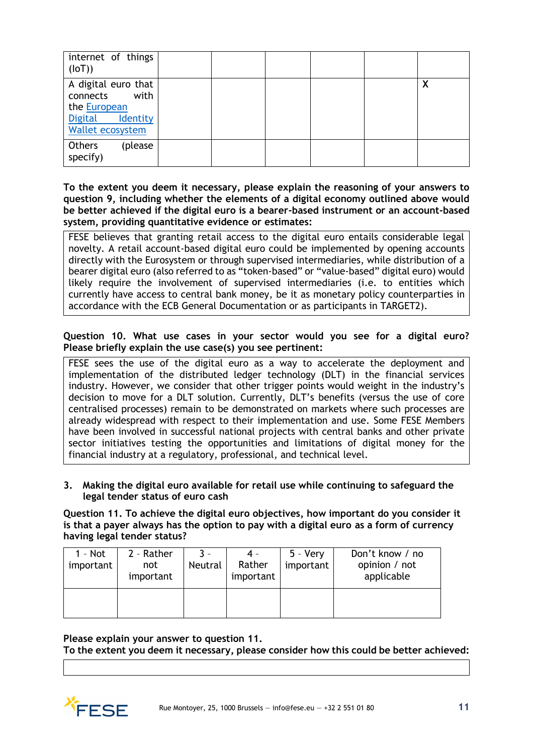| | | | | | | |
|---|---|---|---|---|---|---|
| internet of things (IoT)) | | | | | | |
| A digital euro that connects with the European Digital Identity Wallet ecosystem | | | | | | X |
| Others (please specify) | | | | | | |

**To the extent you deem it necessary, please explain the reasoning of your answers to question 9, including whether the elements of a digital economy outlined above would be better achieved if the digital euro is a bearer-based instrument or an account-based system, providing quantitative evidence or estimates:**

| |
|---|
| FESE believes that granting retail access to the digital euro entails considerable legal novelty. A retail account-based digital euro could be implemented by opening accounts directly with the Eurosystem or through supervised intermediaries, while distribution of a bearer digital euro (also referred to as "token-based" or "value-based" digital euro) would likely require the involvement of supervised intermediaries (i.e. to entities which currently have access to central bank money, be it as monetary policy counterparties in accordance with the ECB General Documentation or as participants in TARGET2). |

**Question 10. What use cases in your sector would you see for a digital euro? Please briefly explain the use case(s) you see pertinent:**

| |
|---|
| FESE sees the use of the digital euro as a way to accelerate the deployment and implementation of the distributed ledger technology (DLT) in the financial services industry. However, we consider that other trigger points would weight in the industry's decision to move for a DLT solution. Currently, DLT's benefits (versus the use of core centralised processes) remain to be demonstrated on markets where such processes are already widespread with respect to their implementation and use. Some FESE Members have been involved in successful national projects with central banks and other private sector initiatives testing the opportunities and limitations of digital money for the financial industry at a regulatory, professional, and technical level. |

## 3. Making the digital euro available for retail use while continuing to safeguard the legal tender status of euro cash

**Question 11. To achieve the digital euro objectives, how important do you consider it is that a payer always has the option to pay with a digital euro as a form of currency having legal tender status?**

| 1 - Not important | 2 - Rather not important | 3 - Neutral | 4 - Rather important | 5 - Very important | Don't know / no opinion / not applicable |
|---|---|---|---|---|---|
| | | | | | |

**Please explain your answer to question 11.**
**To the extent you deem it necessary, please consider how this could be better achieved:**

| |
|---|
| |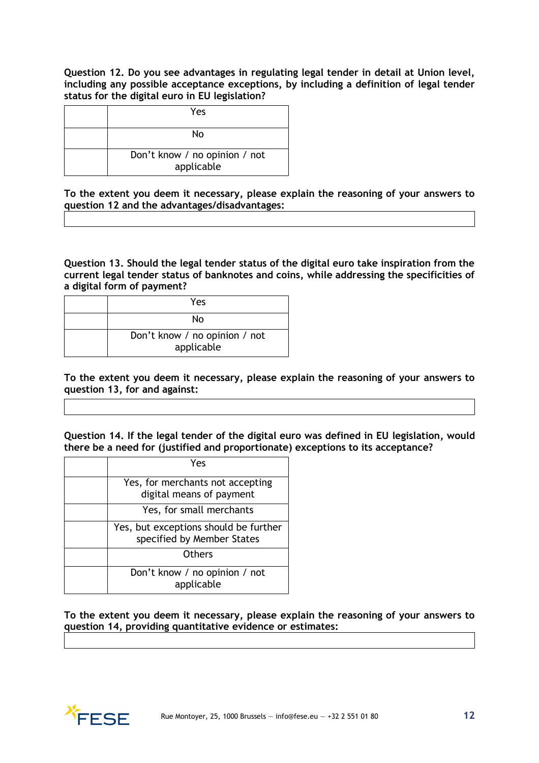**Question 12. Do you see advantages in regulating legal tender in detail at Union level, including any possible acceptance exceptions, by including a definition of legal tender status for the digital euro in EU legislation?**

| | |
|---|---|
| | Yes |
| | No |
| | Don't know / no opinion / not applicable |

**To the extent you deem it necessary, please explain the reasoning of your answers to question 12 and the advantages/disadvantages:**

| |
|---|
| |

**Question 13. Should the legal tender status of the digital euro take inspiration from the current legal tender status of banknotes and coins, while addressing the specificities of a digital form of payment?**

| | |
|---|---|
| | Yes |
| | No |
| | Don't know / no opinion / not applicable |

**To the extent you deem it necessary, please explain the reasoning of your answers to question 13, for and against:**

| |
|---|
| |

**Question 14. If the legal tender of the digital euro was defined in EU legislation, would there be a need for (justified and proportionate) exceptions to its acceptance?**

| | |
|---|---|
| | Yes |
| | Yes, for merchants not accepting digital means of payment |
| | Yes, for small merchants |
| | Yes, but exceptions should be further specified by Member States |
| | Others |
| | Don't know / no opinion / not applicable |

**To the extent you deem it necessary, please explain the reasoning of your answers to question 14, providing quantitative evidence or estimates:**

| |
|---|
| |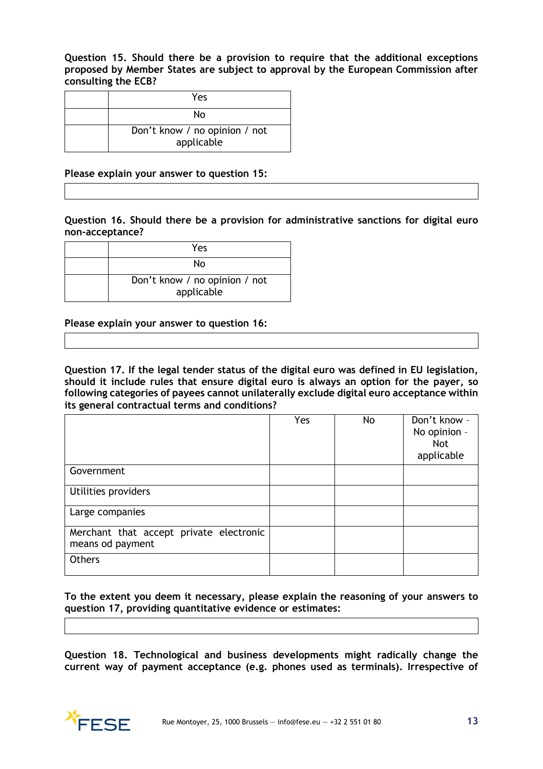**Question 15. Should there be a provision to require that the additional exceptions proposed by Member States are subject to approval by the European Commission after consulting the ECB?**

| | |
|---|---|
| | Yes |
| | No |
| | Don't know / no opinion / not applicable |

**Please explain your answer to question 15:**

| |
|---|
| |

**Question 16. Should there be a provision for administrative sanctions for digital euro non-acceptance?**

| | |
|---|---|
| | Yes |
| | No |
| | Don't know / no opinion / not applicable |

**Please explain your answer to question 16:**

| |
|---|
| |

**Question 17. If the legal tender status of the digital euro was defined in EU legislation, should it include rules that ensure digital euro is always an option for the payer, so following categories of payees cannot unilaterally exclude digital euro acceptance within its general contractual terms and conditions?**

| | Yes | No | Don't know - No opinion - Not applicable |
|---|---|---|---|
| Government | | | |
| Utilities providers | | | |
| Large companies | | | |
| Merchant that accept private electronic means od payment | | | |
| Others | | | |

**To the extent you deem it necessary, please explain the reasoning of your answers to question 17, providing quantitative evidence or estimates:**

| |
|---|
| |

**Question 18. Technological and business developments might radically change the current way of payment acceptance (e.g. phones used as terminals). Irrespective of**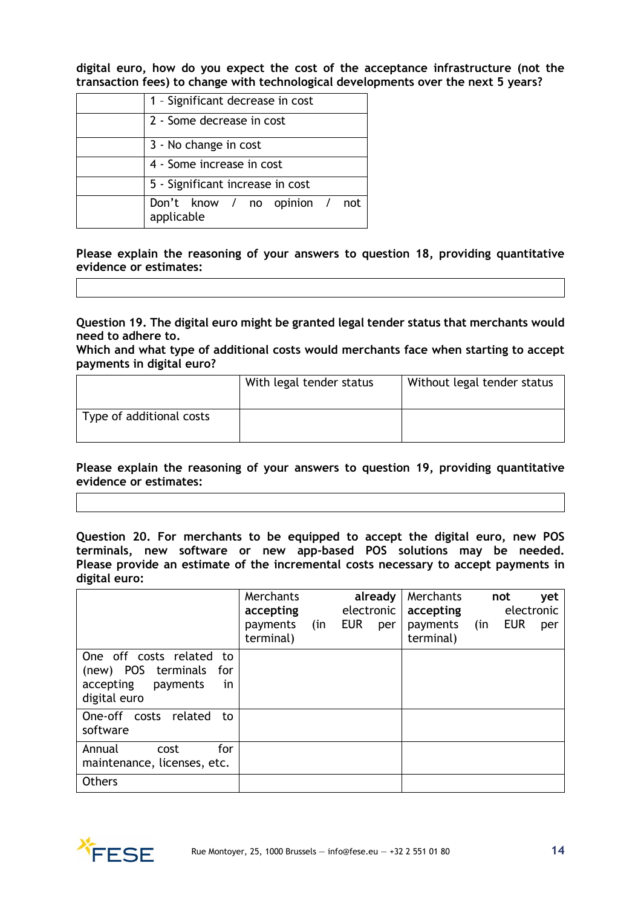**digital euro, how do you expect the cost of the acceptance infrastructure (not the transaction fees) to change with technological developments over the next 5 years?**

| | |
|---|---|
| | 1 - Significant decrease in cost |
| | 2 - Some decrease in cost |
| | 3 - No change in cost |
| | 4 - Some increase in cost |
| | 5 - Significant increase in cost |
| | Don't know / no opinion / not applicable |

**Please explain the reasoning of your answers to question 18, providing quantitative evidence or estimates:**

| |
|---|
| |

**Question 19. The digital euro might be granted legal tender status that merchants would need to adhere to.**

**Which and what type of additional costs would merchants face when starting to accept payments in digital euro?**

| | With legal tender status | Without legal tender status |
|---|---|---|
| Type of additional costs | | |

**Please explain the reasoning of your answers to question 19, providing quantitative evidence or estimates:**

| |
|---|
| |

**Question 20. For merchants to be equipped to accept the digital euro, new POS terminals, new software or new app-based POS solutions may be needed. Please provide an estimate of the incremental costs necessary to accept payments in digital euro:**

| | Merchants **already accepting** electronic payments (in EUR per terminal) | Merchants **not yet accepting** electronic payments (in EUR per terminal) |
|---|---|---|
| One off costs related to (new) POS terminals for accepting payments in digital euro | | |
| One-off costs related to software | | |
| Annual cost for maintenance, licenses, etc. | | |
| Others | | |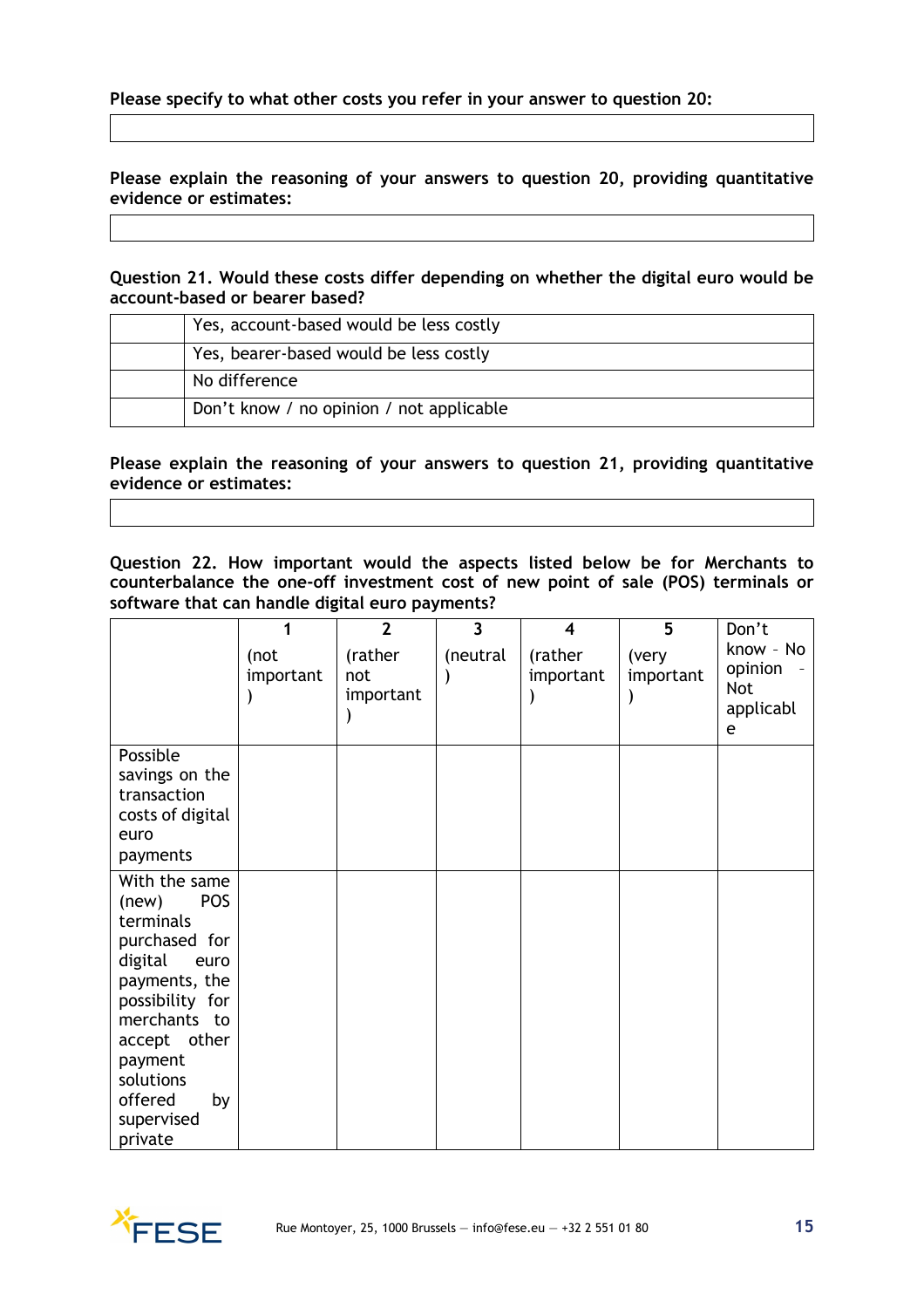**Please specify to what other costs you refer in your answer to question 20:**

| |
|---|
| |

**Please explain the reasoning of your answers to question 20, providing quantitative evidence or estimates:**

| |
|---|
| |

**Question 21. Would these costs differ depending on whether the digital euro would be account-based or bearer based?**

| | |
|---|---|
| | Yes, account-based would be less costly |
| | Yes, bearer-based would be less costly |
| | No difference |
| | Don't know / no opinion / not applicable |

**Please explain the reasoning of your answers to question 21, providing quantitative evidence or estimates:**

| |
|---|
| |

**Question 22. How important would the aspects listed below be for Merchants to counterbalance the one-off investment cost of new point of sale (POS) terminals or software that can handle digital euro payments?**

| | 1 (not important) | 2 (rather not important) | 3 (neutral) | 4 (rather important) | 5 (very important) | Don't know - No opinion - Not applicable |
|---|---|---|---|---|---|---|
| Possible savings on the transaction costs of digital euro payments | | | | | | |
| With the same (new) POS terminals purchased for digital euro payments, the possibility for merchants to accept other payment solutions offered by supervised private | | | | | | |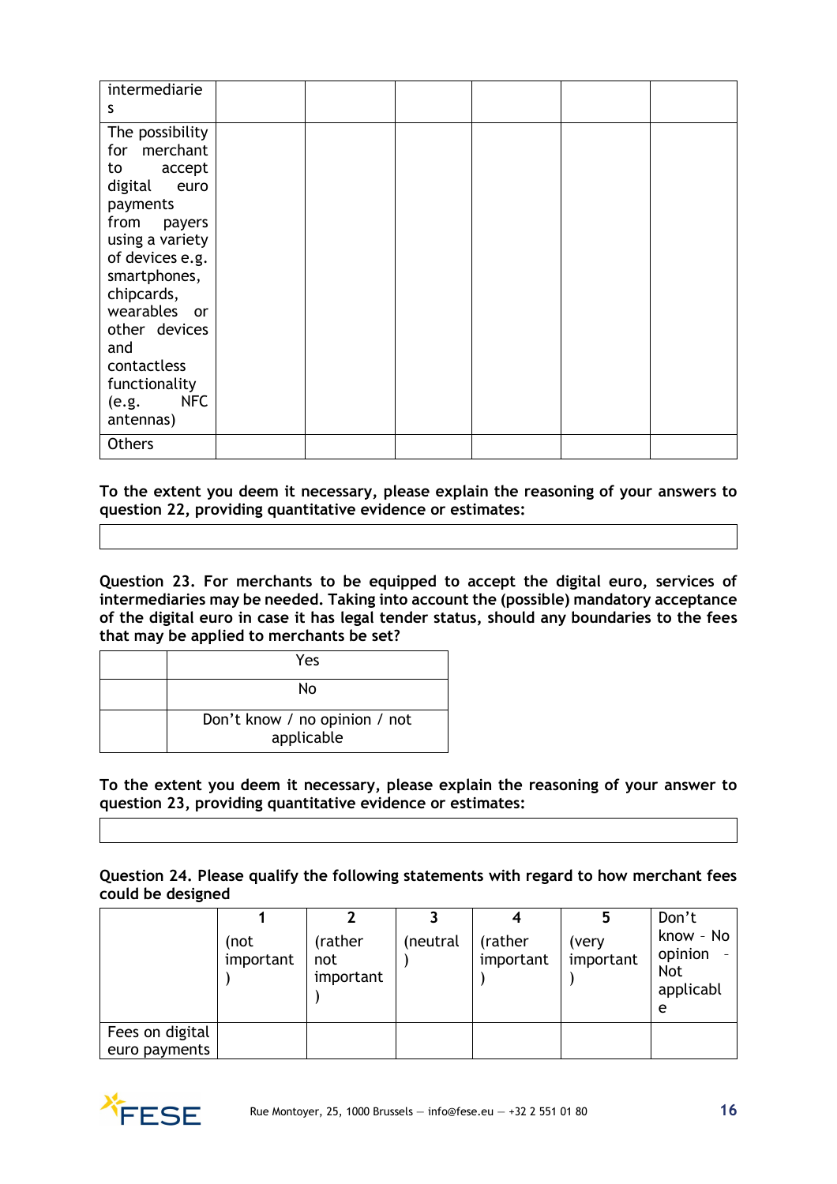| intermediaries | | | | | | |
|---|---|---|---|---|---|---|
| The possibility for merchant to accept digital euro payments from payers using a variety of devices e.g. smartphones, chipcards, wearables or other devices and contactless functionality (e.g. NFC antennas) | | | | | | |
| Others | | | | | | |

**To the extent you deem it necessary, please explain the reasoning of your answers to question 22, providing quantitative evidence or estimates:**

| |
|---|
| |

**Question 23. For merchants to be equipped to accept the digital euro, services of intermediaries may be needed. Taking into account the (possible) mandatory acceptance of the digital euro in case it has legal tender status, should any boundaries to the fees that may be applied to merchants be set?**

| | |
|---|---|
| | Yes |
| | No |
| | Don't know / no opinion / not applicable |

**To the extent you deem it necessary, please explain the reasoning of your answer to question 23, providing quantitative evidence or estimates:**

| |
|---|
| |

**Question 24. Please qualify the following statements with regard to how merchant fees could be designed**

| | 1 (not important) | 2 (rather not important) | 3 (neutral) | 4 (rather important) | 5 (very important) | Don't know - No opinion - Not applicable |
|---|---|---|---|---|---|---|
| Fees on digital euro payments | | | | | | |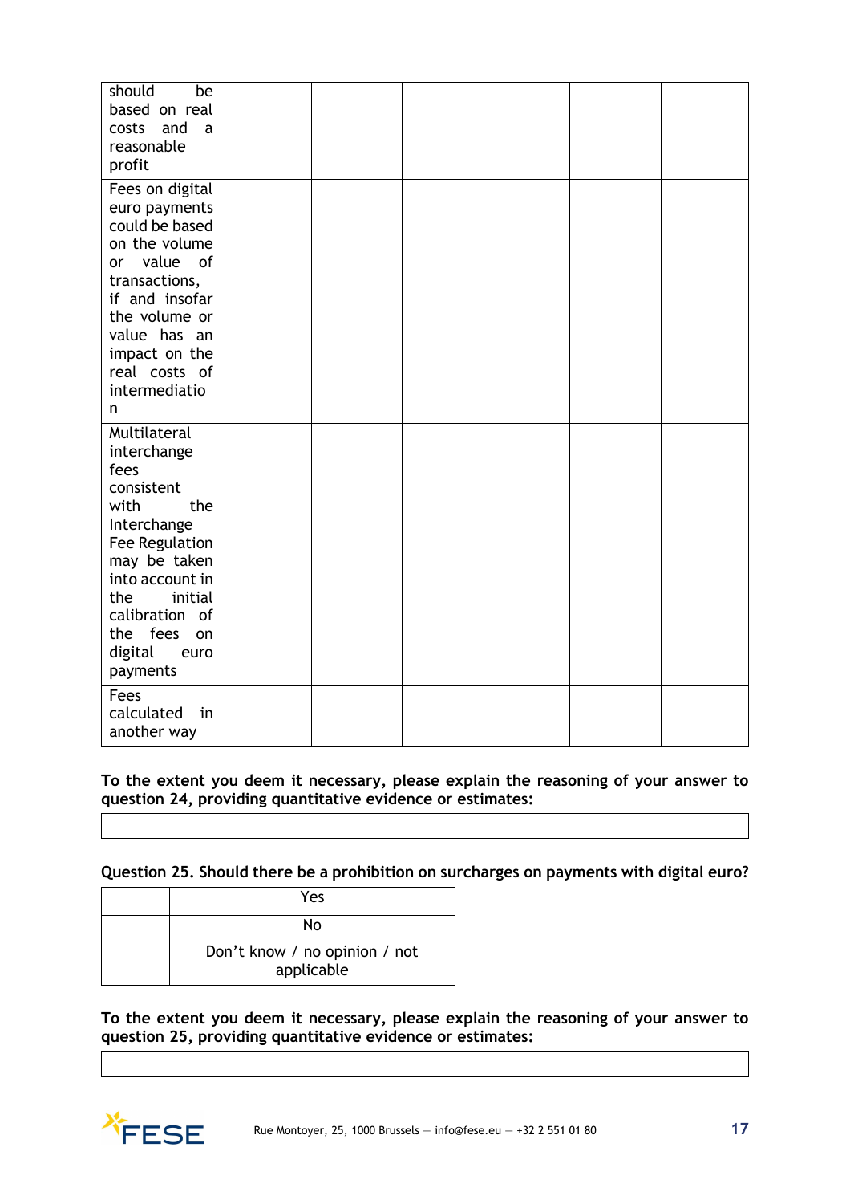| | | | | | |
|---|---|---|---|---|---|
| should be based on real costs and a reasonable profit | | | | | |
| Fees on digital euro payments could be based on the volume or value of transactions, if and insofar the volume or value has an impact on the real costs of intermediation | | | | | |
| Multilateral interchange fees consistent with the Interchange Fee Regulation may be taken into account in the initial calibration of the fees on digital euro payments | | | | | |
| Fees calculated in another way | | | | | |

**To the extent you deem it necessary, please explain the reasoning of your answer to question 24, providing quantitative evidence or estimates:**

| |
|---|
| |

**Question 25. Should there be a prohibition on surcharges on payments with digital euro?**

| | |
|---|---|
| | Yes |
| | No |
| | Don't know / no opinion / not applicable |

**To the extent you deem it necessary, please explain the reasoning of your answer to question 25, providing quantitative evidence or estimates:**

| |
|---|
| |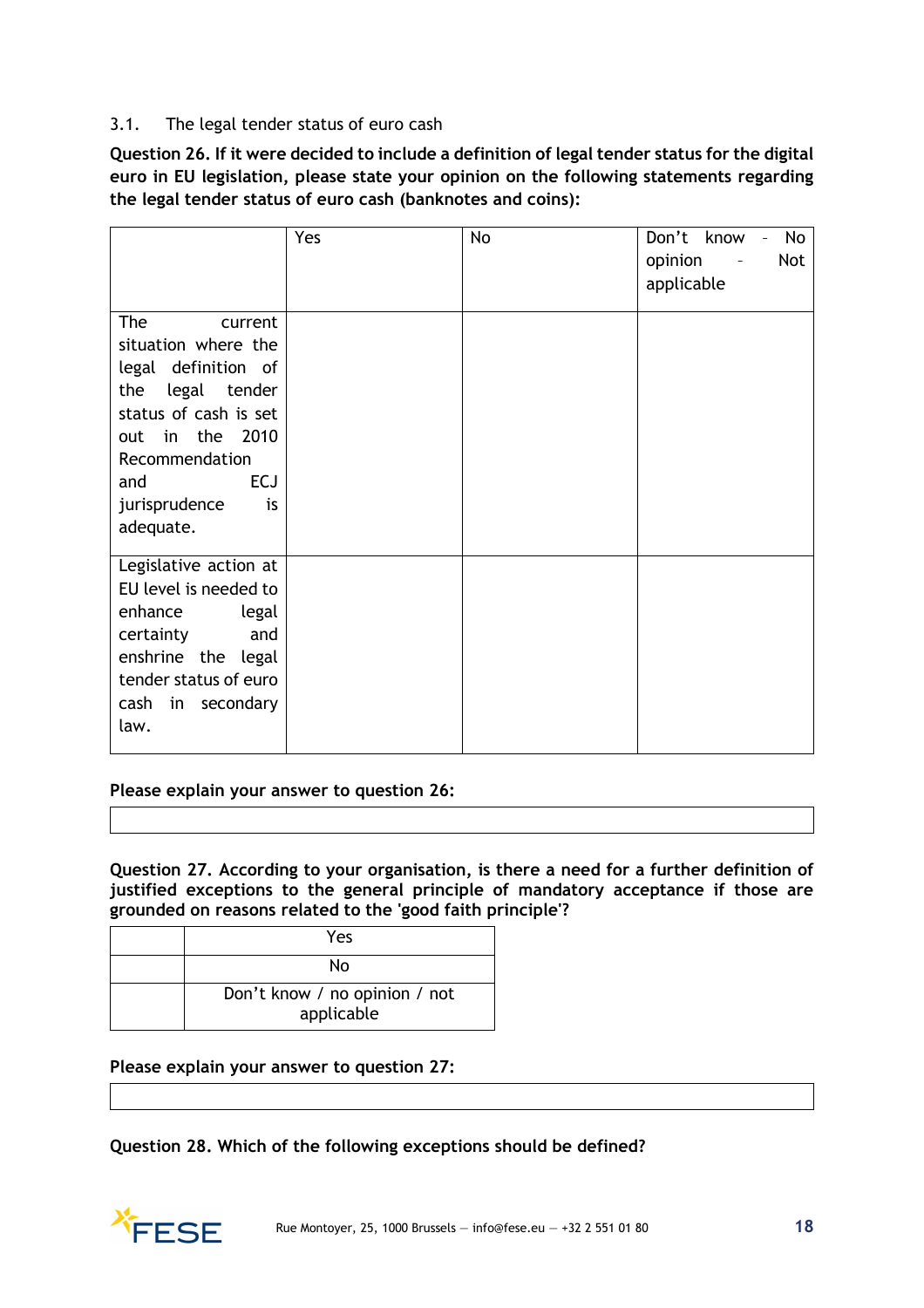### 3.1. The legal tender status of euro cash

**Question 26. If it were decided to include a definition of legal tender status for the digital euro in EU legislation, please state your opinion on the following statements regarding the legal tender status of euro cash (banknotes and coins):**

| | Yes | No | Don't know - No opinion - Not applicable |
|---|---|---|---|
| The current situation where the legal definition of the legal tender status of cash is set out in the 2010 Recommendation and ECJ jurisprudence is adequate. | | | |
| Legislative action at EU level is needed to enhance legal certainty and enshrine the legal tender status of euro cash in secondary law. | | | |

**Please explain your answer to question 26:**

**Question 27. According to your organisation, is there a need for a further definition of justified exceptions to the general principle of mandatory acceptance if those are grounded on reasons related to the 'good faith principle'?**

| | |
|---|---|
| | Yes |
| | No |
| | Don't know / no opinion / not applicable |

**Please explain your answer to question 27:**

**Question 28. Which of the following exceptions should be defined?**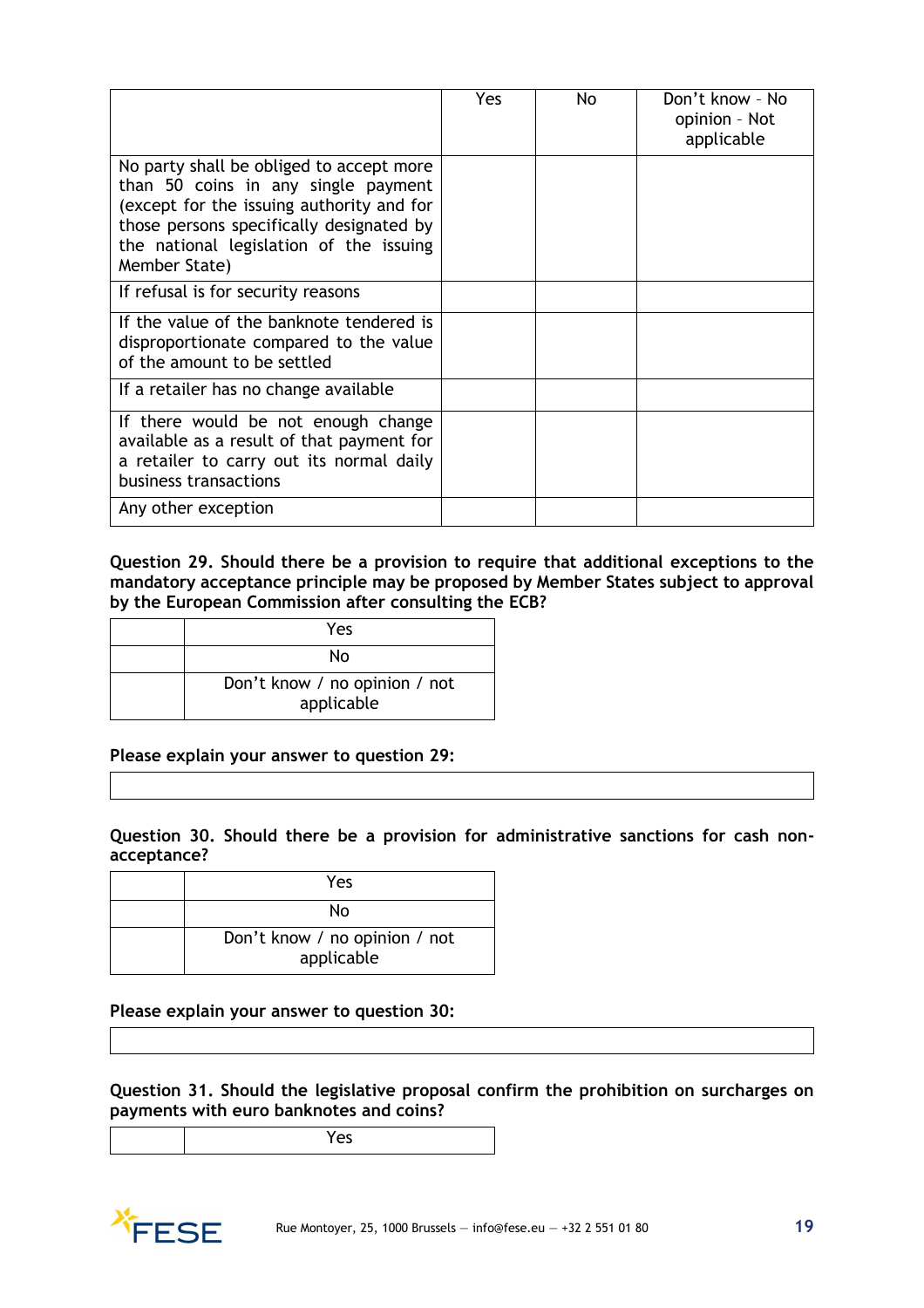| | Yes | No | Don't know - No opinion - Not applicable |
|---|---|---|---|
| No party shall be obliged to accept more than 50 coins in any single payment (except for the issuing authority and for those persons specifically designated by the national legislation of the issuing Member State) | | | |
| If refusal is for security reasons | | | |
| If the value of the banknote tendered is disproportionate compared to the value of the amount to be settled | | | |
| If a retailer has no change available | | | |
| If there would be not enough change available as a result of that payment for a retailer to carry out its normal daily business transactions | | | |
| Any other exception | | | |

**Question 29. Should there be a provision to require that additional exceptions to the mandatory acceptance principle may be proposed by Member States subject to approval by the European Commission after consulting the ECB?**

| | |
|---|---|
| | Yes |
| | No |
| | Don't know / no opinion / not applicable |

**Please explain your answer to question 29:**

| |
|---|
| |

**Question 30. Should there be a provision for administrative sanctions for cash non-acceptance?**

| | |
|---|---|
| | Yes |
| | No |
| | Don't know / no opinion / not applicable |

**Please explain your answer to question 30:**

| |
|---|
| |

**Question 31. Should the legislative proposal confirm the prohibition on surcharges on payments with euro banknotes and coins?**

| | |
|---|---|
| | Yes |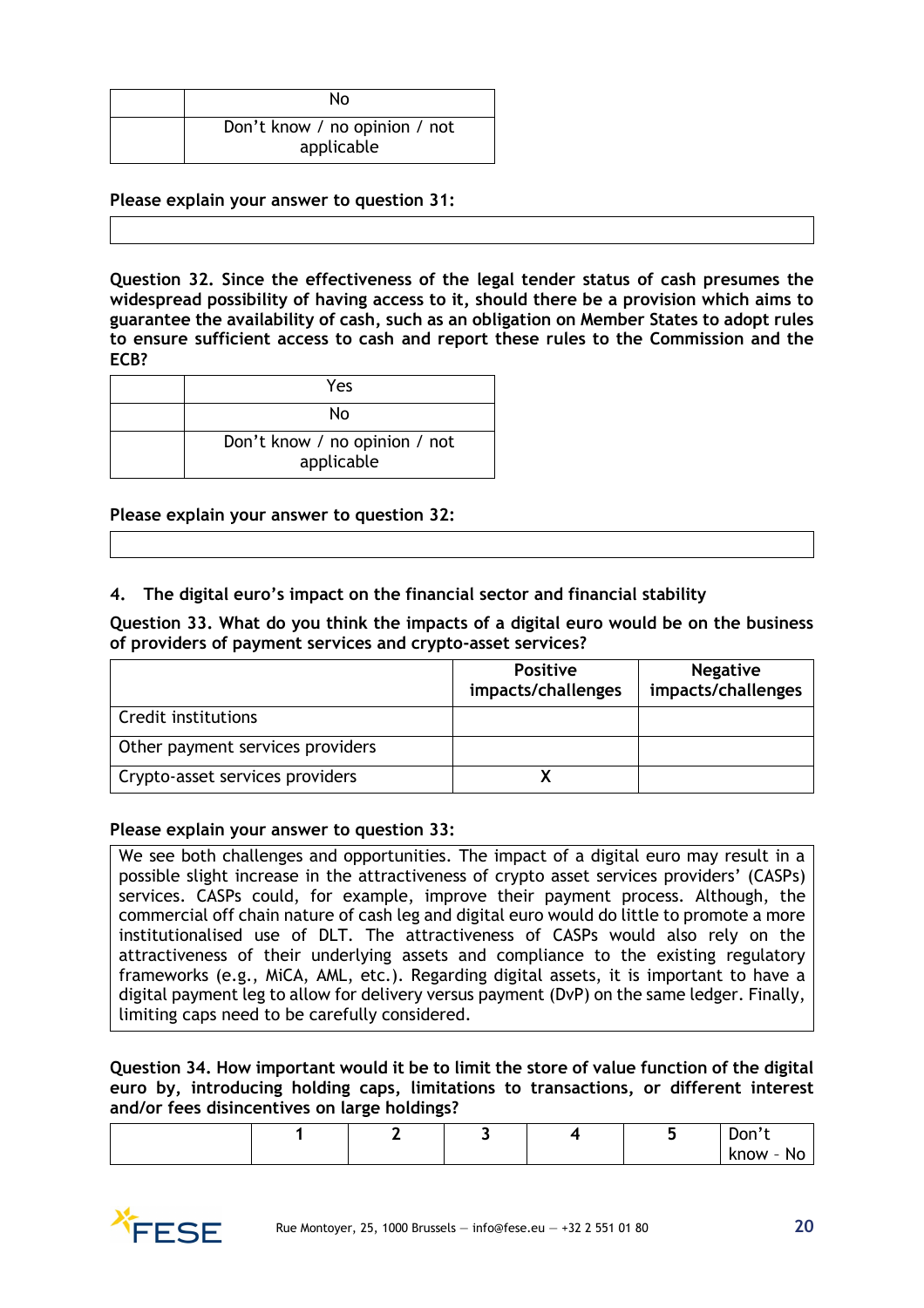| | No |
|---|---|
| | Don't know / no opinion / not applicable |

**Please explain your answer to question 31:**

| |
|---|
| |

**Question 32. Since the effectiveness of the legal tender status of cash presumes the widespread possibility of having access to it, should there be a provision which aims to guarantee the availability of cash, such as an obligation on Member States to adopt rules to ensure sufficient access to cash and report these rules to the Commission and the ECB?**

| | Yes |
|---|---|
| | No |
| | Don't know / no opinion / not applicable |

**Please explain your answer to question 32:**

| |
|---|
| |

## 4. The digital euro's impact on the financial sector and financial stability

**Question 33. What do you think the impacts of a digital euro would be on the business of providers of payment services and crypto-asset services?**

| | Positive impacts/challenges | Negative impacts/challenges |
|---|---|---|
| Credit institutions | | |
| Other payment services providers | | |
| Crypto-asset services providers | X | |

**Please explain your answer to question 33:**

| |
|---|
| We see both challenges and opportunities. The impact of a digital euro may result in a possible slight increase in the attractiveness of crypto asset services providers' (CASPs) services. CASPs could, for example, improve their payment process. Although, the commercial off chain nature of cash leg and digital euro would do little to promote a more institutionalised use of DLT. The attractiveness of CASPs would also rely on the attractiveness of their underlying assets and compliance to the existing regulatory frameworks (e.g., MiCA, AML, etc.). Regarding digital assets, it is important to have a digital payment leg to allow for delivery versus payment (DvP) on the same ledger. Finally, limiting caps need to be carefully considered. |

**Question 34. How important would it be to limit the store of value function of the digital euro by, introducing holding caps, limitations to transactions, or different interest and/or fees disincentives on large holdings?**

| | 1 | 2 | 3 | 4 | 5 | Don't know - No |
|---|---|---|---|---|---|---|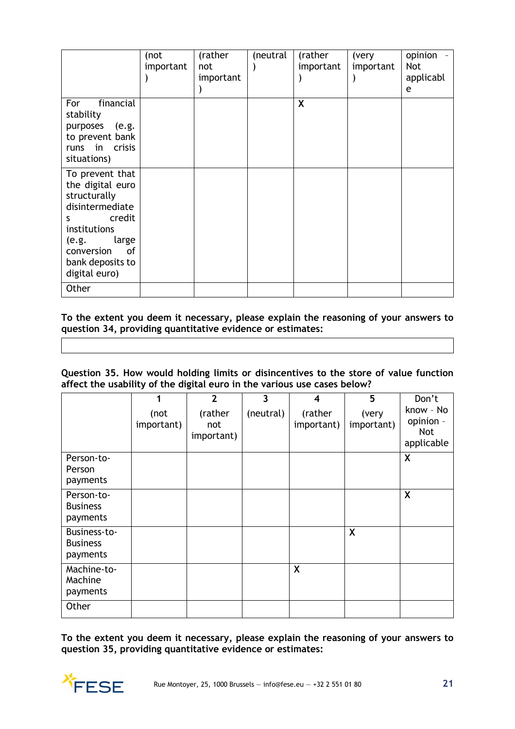| | (not important) | (rather not important) | (neutral) | (rather important) | (very important) | opinion - Not applicable |
|---|---|---|---|---|---|---|
| For financial stability purposes (e.g. to prevent bank runs in crisis situations) | | | | X | | |
| To prevent that the digital euro structurally disintermediates credit institutions (e.g. large conversion of bank deposits to digital euro) | | | | | | |
| Other | | | | | | |

**To the extent you deem it necessary, please explain the reasoning of your answers to question 34, providing quantitative evidence or estimates:**

| |
|---|
| |

**Question 35. How would holding limits or disincentives to the store of value function affect the usability of the digital euro in the various use cases below?**

| | 1 (not important) | 2 (rather not important) | 3 (neutral) | 4 (rather important) | 5 (very important) | Don't know - No opinion - Not applicable |
|---|---|---|---|---|---|---|
| Person-to-Person payments | | | | | | X |
| Person-to-Business payments | | | | | | X |
| Business-to-Business payments | | | | | X | |
| Machine-to-Machine payments | | | | X | | |
| Other | | | | | | |

**To the extent you deem it necessary, please explain the reasoning of your answers to question 35, providing quantitative evidence or estimates:**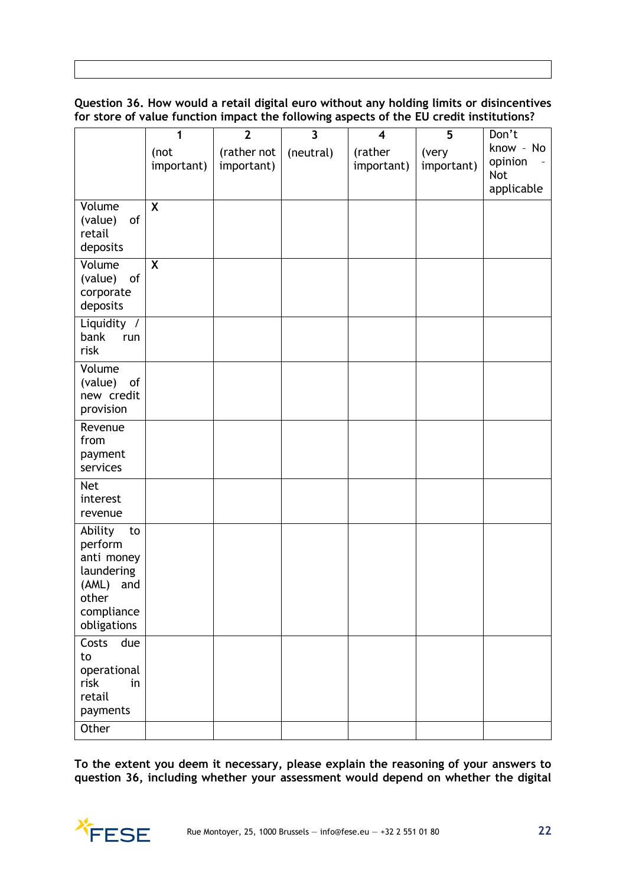| |
|---|
| |

**Question 36. How would a retail digital euro without any holding limits or disincentives for store of value function impact the following aspects of the EU credit institutions?**

| | 1 (not important) | 2 (rather not important) | 3 (neutral) | 4 (rather important) | 5 (very important) | Don't know - No opinion - Not applicable |
|---|---|---|---|---|---|---|
| Volume (value) of retail deposits | X | | | | | |
| Volume (value) of corporate deposits | X | | | | | |
| Liquidity / bank run risk | | | | | | |
| Volume (value) of new credit provision | | | | | | |
| Revenue from payment services | | | | | | |
| Net interest revenue | | | | | | |
| Ability to perform anti money laundering (AML) and other compliance obligations | | | | | | |
| Costs due to operational risk in retail payments | | | | | | |
| Other | | | | | | |

**To the extent you deem it necessary, please explain the reasoning of your answers to question 36, including whether your assessment would depend on whether the digital**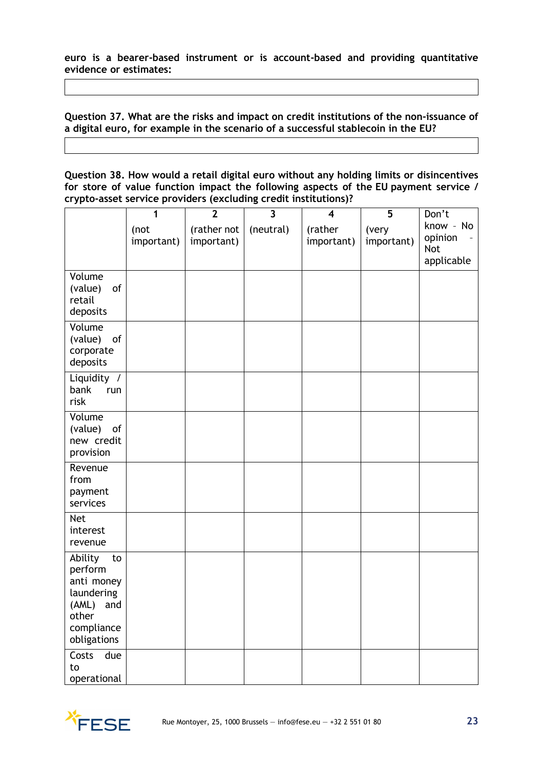**euro is a bearer-based instrument or is account-based and providing quantitative evidence or estimates:**

| |
|---|
| |

**Question 37. What are the risks and impact on credit institutions of the non-issuance of a digital euro, for example in the scenario of a successful stablecoin in the EU?**

| |
|---|
| |

**Question 38. How would a retail digital euro without any holding limits or disincentives for store of value function impact the following aspects of the EU payment service / crypto-asset service providers (excluding credit institutions)?**

| | 1 (not important) | 2 (rather not important) | 3 (neutral) | 4 (rather important) | 5 (very important) | Don't know - No opinion - Not applicable |
|---|---|---|---|---|---|---|
| Volume (value) of retail deposits | | | | | | |
| Volume (value) of corporate deposits | | | | | | |
| Liquidity / bank run risk | | | | | | |
| Volume (value) of new credit provision | | | | | | |
| Revenue from payment services | | | | | | |
| Net interest revenue | | | | | | |
| Ability to perform anti money laundering (AML) and other compliance obligations | | | | | | |
| Costs due to operational | | | | | | |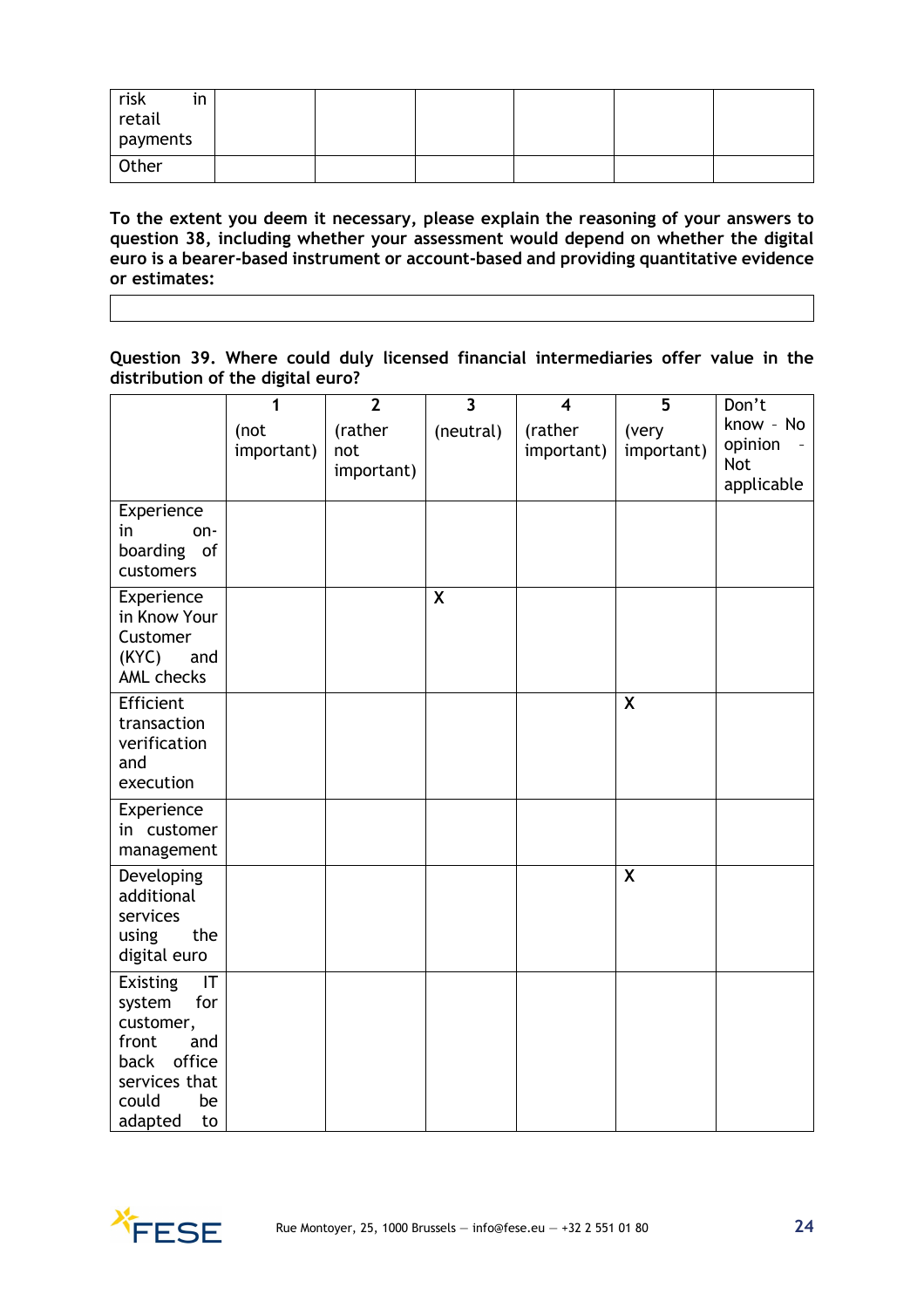| risk in retail payments | | | | | |
|---|---|---|---|---|---|
| Other | | | | | |

**To the extent you deem it necessary, please explain the reasoning of your answers to question 38, including whether your assessment would depend on whether the digital euro is a bearer-based instrument or account-based and providing quantitative evidence or estimates:**

| |
|---|
| |

**Question 39. Where could duly licensed financial intermediaries offer value in the distribution of the digital euro?**

| | 1 (not important) | 2 (rather not important) | 3 (neutral) | 4 (rather important) | 5 (very important) | Don't know - No opinion - Not applicable |
|---|---|---|---|---|---|---|
| Experience in on-boarding of customers | | | | | | |
| Experience in Know Your Customer (KYC) and AML checks | | | X | | | |
| Efficient transaction verification and execution | | | | | X | |
| Experience in customer management | | | | | | |
| Developing additional services using the digital euro | | | | | X | |
| Existing IT system for customer, front and back office services that could be adapted to | | | | | | |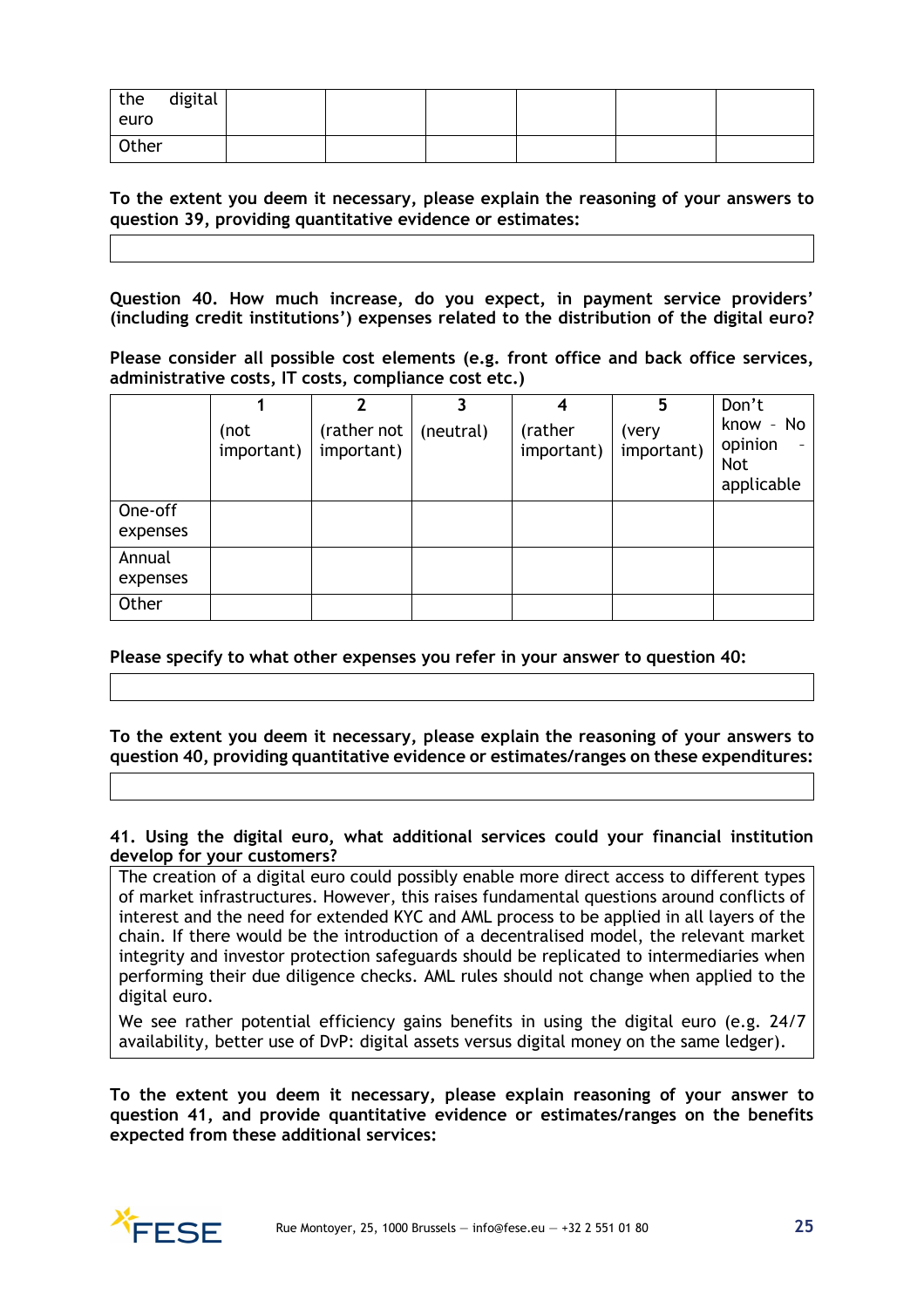| the digital euro | | | | | | |
|---|---|---|---|---|---|---|
| Other | | | | | | |

**To the extent you deem it necessary, please explain the reasoning of your answers to question 39, providing quantitative evidence or estimates:**

**Question 40. How much increase, do you expect, in payment service providers' (including credit institutions') expenses related to the distribution of the digital euro?**

**Please consider all possible cost elements (e.g. front office and back office services, administrative costs, IT costs, compliance cost etc.)**

| | 1 (not important) | 2 (rather not important) | 3 (neutral) | 4 (rather important) | 5 (very important) | Don't know - No opinion - Not applicable |
|---|---|---|---|---|---|---|
| One-off expenses | | | | | | |
| Annual expenses | | | | | | |
| Other | | | | | | |

**Please specify to what other expenses you refer in your answer to question 40:**

**To the extent you deem it necessary, please explain the reasoning of your answers to question 40, providing quantitative evidence or estimates/ranges on these expenditures:**

**41. Using the digital euro, what additional services could your financial institution develop for your customers?**

The creation of a digital euro could possibly enable more direct access to different types of market infrastructures. However, this raises fundamental questions around conflicts of interest and the need for extended KYC and AML process to be applied in all layers of the chain. If there would be the introduction of a decentralised model, the relevant market integrity and investor protection safeguards should be replicated to intermediaries when performing their due diligence checks. AML rules should not change when applied to the digital euro.

We see rather potential efficiency gains benefits in using the digital euro (e.g. 24/7 availability, better use of DvP: digital assets versus digital money on the same ledger).

**To the extent you deem it necessary, please explain reasoning of your answer to question 41, and provide quantitative evidence or estimates/ranges on the benefits expected from these additional services:**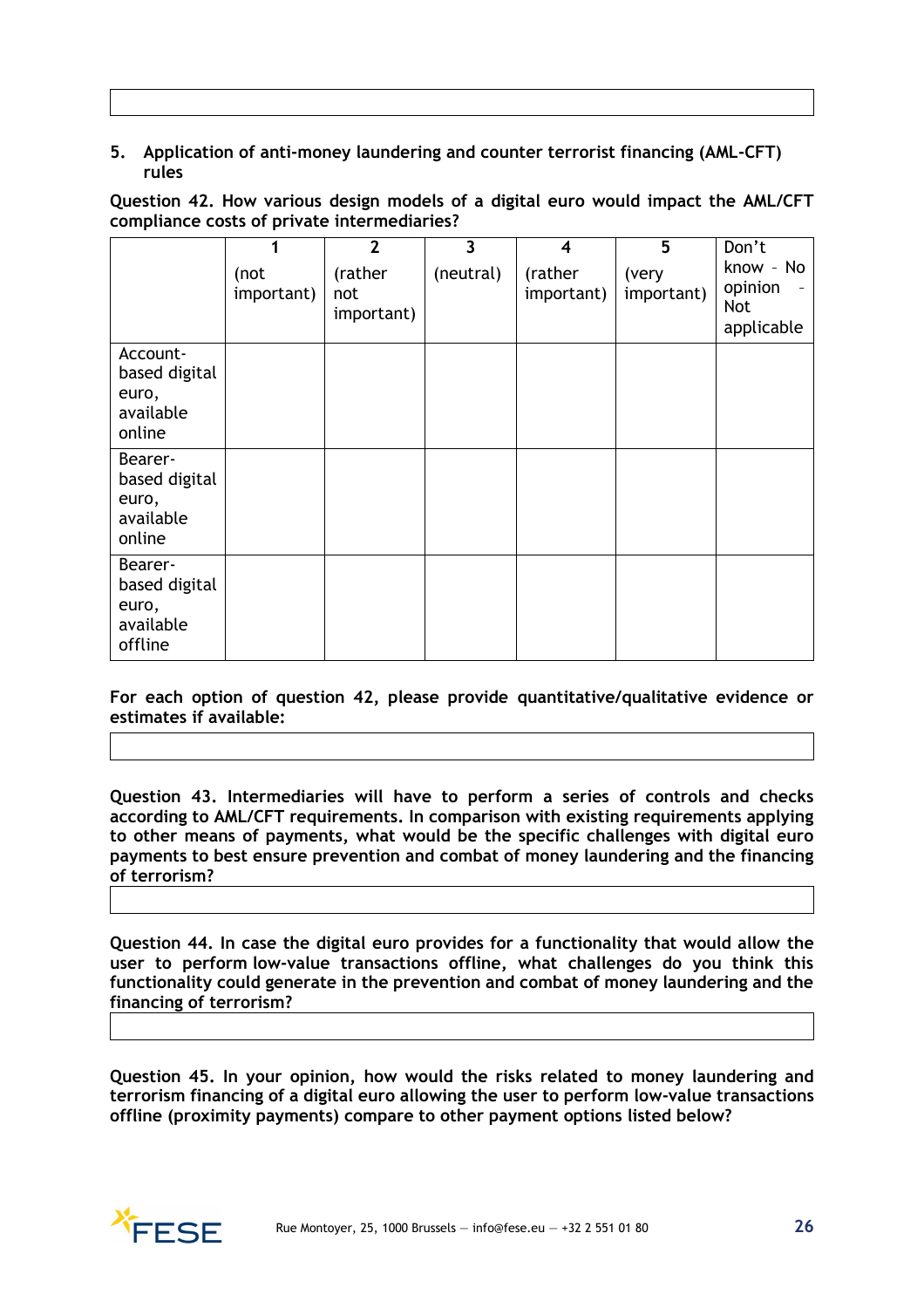## 5. Application of anti-money laundering and counter terrorist financing (AML-CFT) rules

**Question 42. How various design models of a digital euro would impact the AML/CFT compliance costs of private intermediaries?**

| | 1 (not important) | 2 (rather not important) | 3 (neutral) | 4 (rather important) | 5 (very important) | Don't know - No opinion - Not applicable |
|---|---|---|---|---|---|---|
| Account-based digital euro, available online | | | | | | |
| Bearer-based digital euro, available online | | | | | | |
| Bearer-based digital euro, available offline | | | | | | |

**For each option of question 42, please provide quantitative/qualitative evidence or estimates if available:**

**Question 43. Intermediaries will have to perform a series of controls and checks according to AML/CFT requirements. In comparison with existing requirements applying to other means of payments, what would be the specific challenges with digital euro payments to best ensure prevention and combat of money laundering and the financing of terrorism?**

**Question 44. In case the digital euro provides for a functionality that would allow the user to perform low-value transactions offline, what challenges do you think this functionality could generate in the prevention and combat of money laundering and the financing of terrorism?**

**Question 45. In your opinion, how would the risks related to money laundering and terrorism financing of a digital euro allowing the user to perform low-value transactions offline (proximity payments) compare to other payment options listed below?**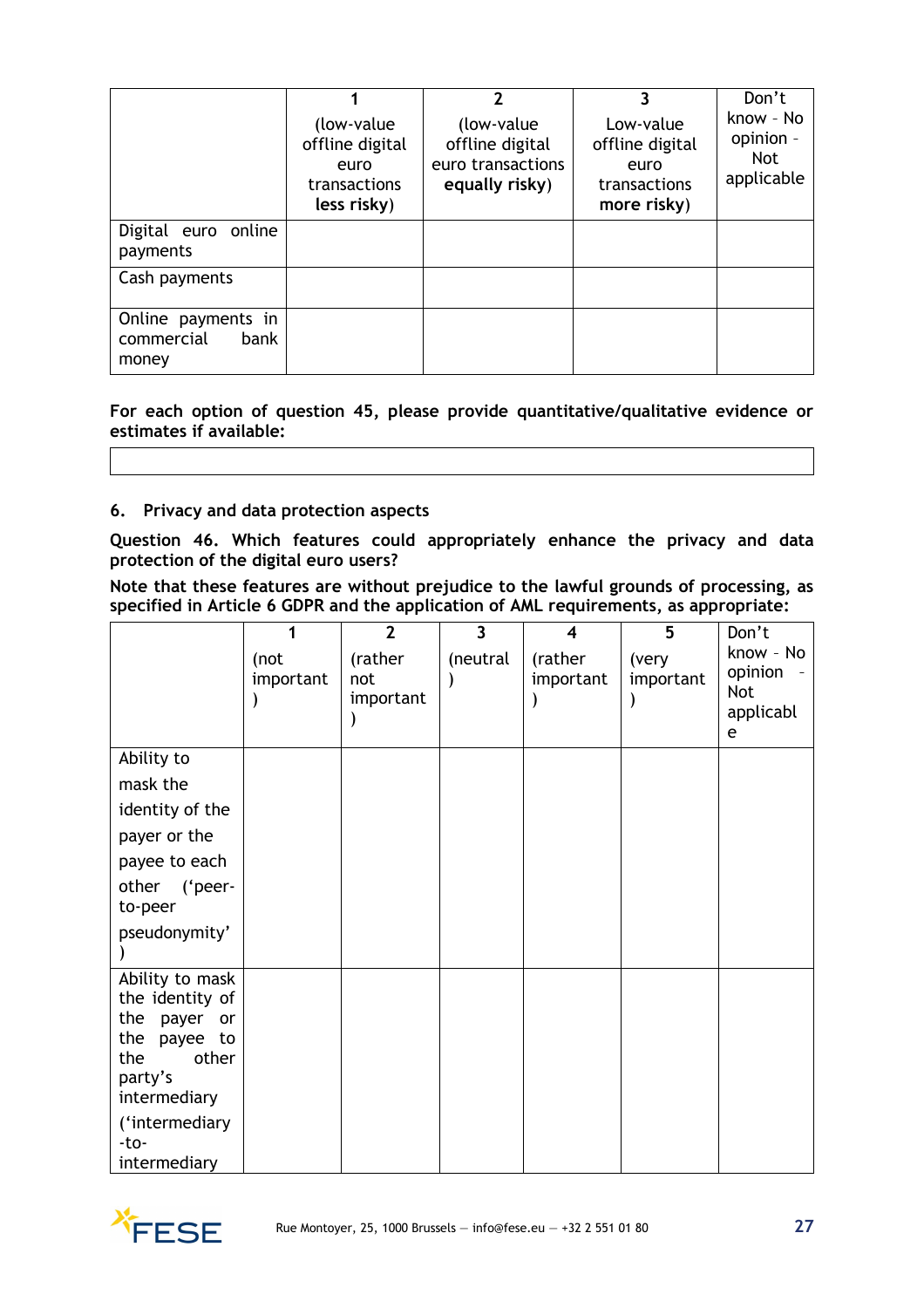| | 1 (low-value offline digital euro transactions less risky) | 2 (low-value offline digital euro transactions equally risky) | 3 Low-value offline digital euro transactions more risky) | Don't know - No opinion - Not applicable |
|---|---|---|---|---|
| Digital euro online payments | | | | |
| Cash payments | | | | |
| Online payments in commercial bank money | | | | |

**For each option of question 45, please provide quantitative/qualitative evidence or estimates if available:**

| |
|---|
| |

## 6. Privacy and data protection aspects

**Question 46. Which features could appropriately enhance the privacy and data protection of the digital euro users?**

**Note that these features are without prejudice to the lawful grounds of processing, as specified in Article 6 GDPR and the application of AML requirements, as appropriate:**

| | 1 (not important) | 2 (rather not important) | 3 (neutral) | 4 (rather important) | 5 (very important) | Don't know - No opinion - Not applicable |
|---|---|---|---|---|---|---|
| Ability to mask the identity of the payer or the payee to each other ('peer-to-peer pseudonymity') | | | | | | |
| Ability to mask the identity of the payer or the payee to the other party's intermediary ('intermediary-to-intermediary | | | | | | |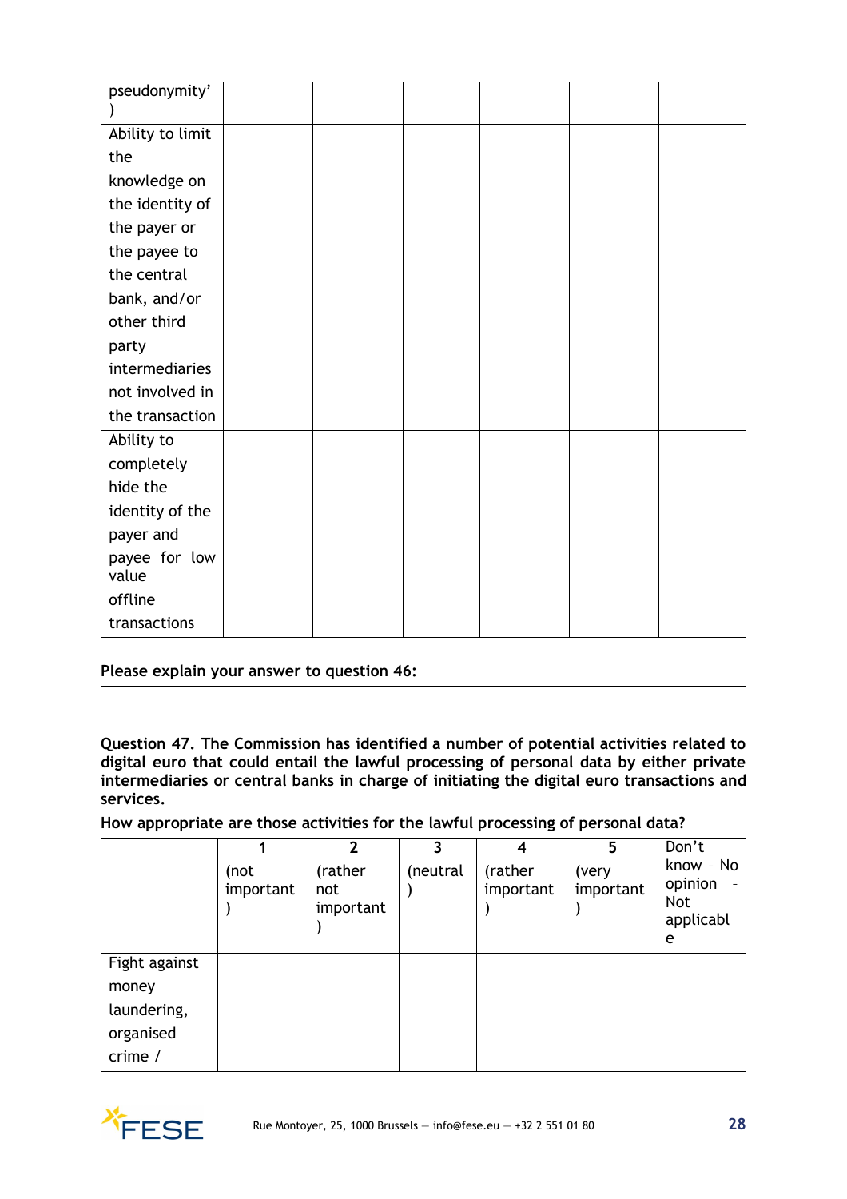| | | | | | | |
|---|---|---|---|---|---|---|
| pseudonymity') | | | | | | |
| Ability to limit the knowledge on the identity of the payer or the payee to the central bank, and/or other third party intermediaries not involved in the transaction | | | | | | |
| Ability to completely hide the identity of the payer and payee for low value offline transactions | | | | | | |

**Please explain your answer to question 46:**

| |
|---|
| |

**Question 47. The Commission has identified a number of potential activities related to digital euro that could entail the lawful processing of personal data by either private intermediaries or central banks in charge of initiating the digital euro transactions and services.**

**How appropriate are those activities for the lawful processing of personal data?**

| | 1 (not important) | 2 (rather not important) | 3 (neutral) | 4 (rather important) | 5 (very important) | Don't know - No opinion - Not applicable |
|---|---|---|---|---|---|---|
| Fight against money laundering, organised crime / | | | | | | |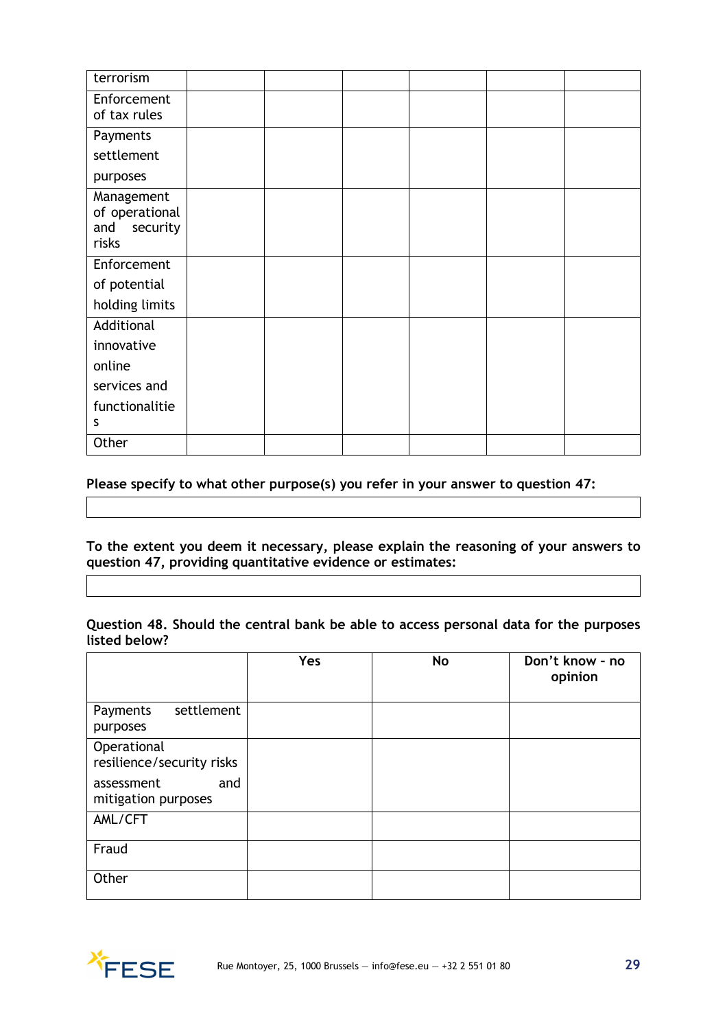| | | | | | | |
|---|---|---|---|---|---|---|
| terrorism | | | | | | |
| Enforcement of tax rules | | | | | | |
| Payments settlement purposes | | | | | | |
| Management of operational and security risks | | | | | | |
| Enforcement of potential holding limits | | | | | | |
| Additional innovative online services and functionalities | | | | | | |
| Other | | | | | | |

**Please specify to what other purpose(s) you refer in your answer to question 47:**

| |
|---|
| |

**To the extent you deem it necessary, please explain the reasoning of your answers to question 47, providing quantitative evidence or estimates:**

| |
|---|
| |

**Question 48. Should the central bank be able to access personal data for the purposes listed below?**

| | Yes | No | Don't know - no opinion |
|---|---|---|---|
| Payments settlement purposes | | | |
| Operational resilience/security risks assessment and mitigation purposes | | | |
| AML/CFT | | | |
| Fraud | | | |
| Other | | | |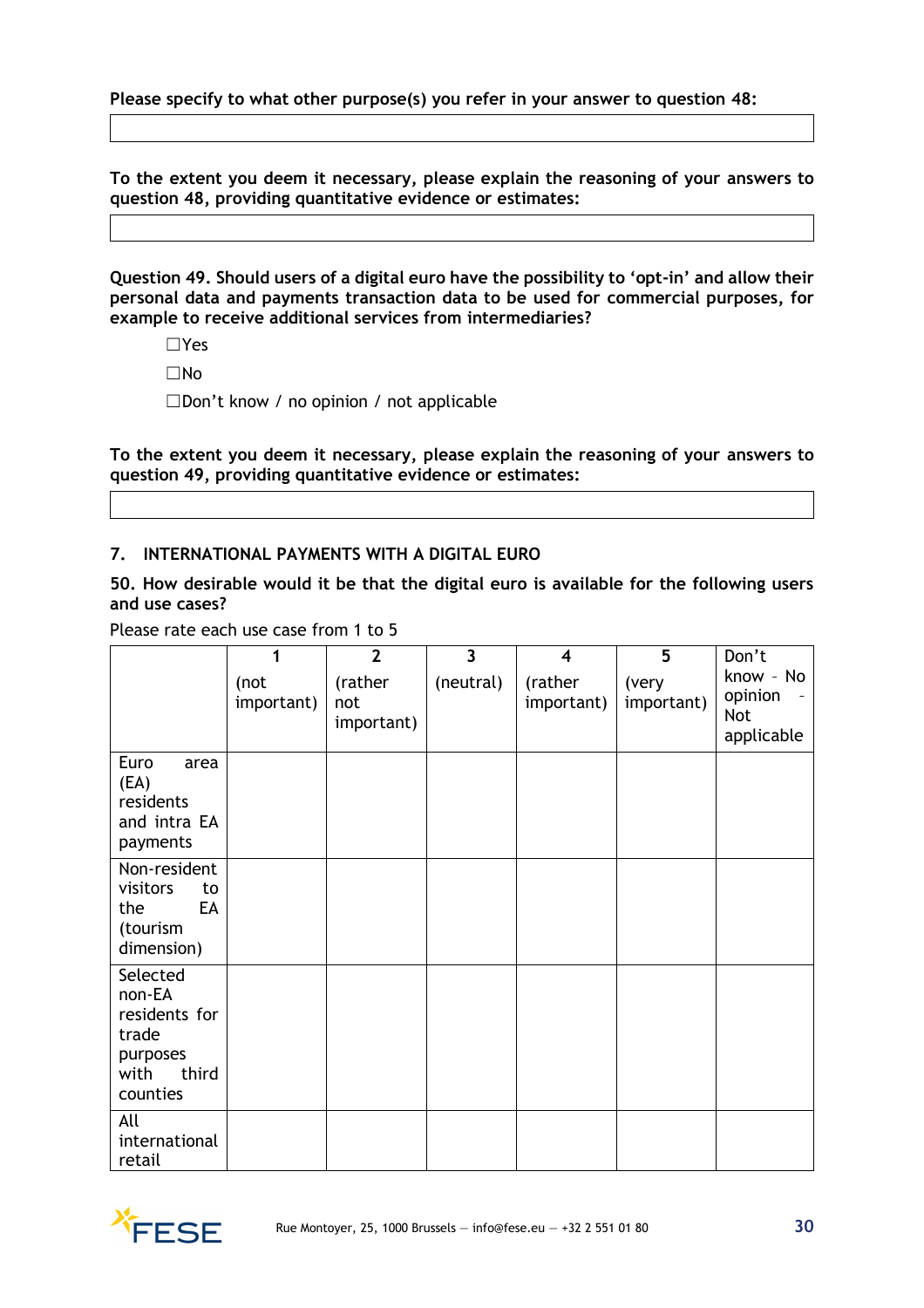**Please specify to what other purpose(s) you refer in your answer to question 48:**

| |
|---|
| |

**To the extent you deem it necessary, please explain the reasoning of your answers to question 48, providing quantitative evidence or estimates:**

| |
|---|
| |

**Question 49. Should users of a digital euro have the possibility to 'opt-in' and allow their personal data and payments transaction data to be used for commercial purposes, for example to receive additional services from intermediaries?**

☐Yes

☐No

☐Don't know / no opinion / not applicable

**To the extent you deem it necessary, please explain the reasoning of your answers to question 49, providing quantitative evidence or estimates:**

| |
|---|
| |

## 7. INTERNATIONAL PAYMENTS WITH A DIGITAL EURO

**50. How desirable would it be that the digital euro is available for the following users and use cases?**

Please rate each use case from 1 to 5

| | 1 (not important) | 2 (rather not important) | 3 (neutral) | 4 (rather important) | 5 (very important) | Don't know - No opinion - Not applicable |
|---|---|---|---|---|---|---|
| Euro area (EA) residents and intra EA payments | | | | | | |
| Non-resident visitors to the EA (tourism dimension) | | | | | | |
| Selected non-EA residents for trade purposes with third counties | | | | | | |
| All international retail | | | | | | |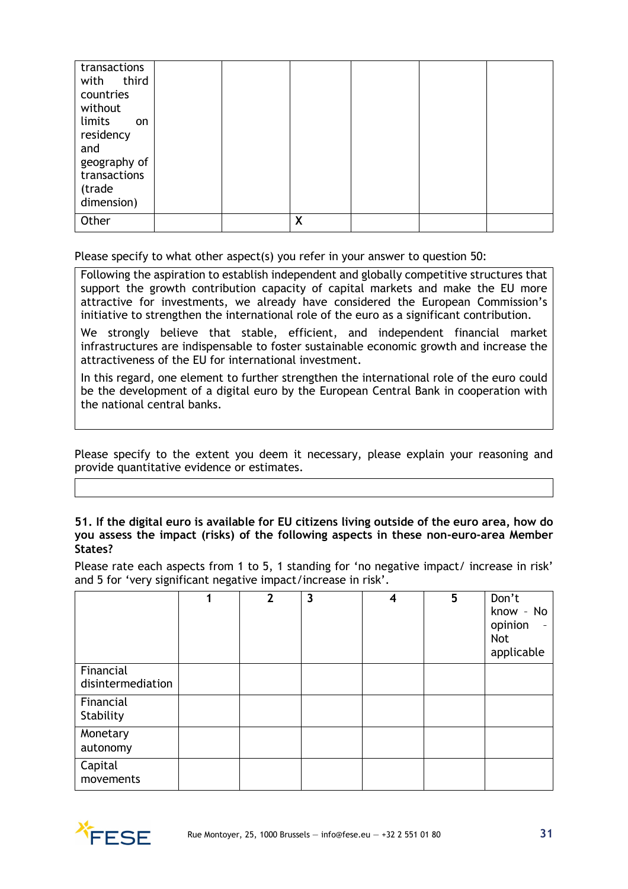| | | | | | | |
|---|---|---|---|---|---|---|
| transactions with third countries without limits on residency and geography of transactions (trade dimension) | | | | | | |
| Other | | | X | | | |

Please specify to what other aspect(s) you refer in your answer to question 50:

Following the aspiration to establish independent and globally competitive structures that support the growth contribution capacity of capital markets and make the EU more attractive for investments, we already have considered the European Commission's initiative to strengthen the international role of the euro as a significant contribution.

We strongly believe that stable, efficient, and independent financial market infrastructures are indispensable to foster sustainable economic growth and increase the attractiveness of the EU for international investment.

In this regard, one element to further strengthen the international role of the euro could be the development of a digital euro by the European Central Bank in cooperation with the national central banks.

Please specify to the extent you deem it necessary, please explain your reasoning and provide quantitative evidence or estimates.

**51. If the digital euro is available for EU citizens living outside of the euro area, how do you assess the impact (risks) of the following aspects in these non-euro-area Member States?**

Please rate each aspects from 1 to 5, 1 standing for 'no negative impact/ increase in risk' and 5 for 'very significant negative impact/increase in risk'.

| | 1 | 2 | 3 | 4 | 5 | Don't know - No opinion - Not applicable |
|---|---|---|---|---|---|---|
| Financial disintermediation | | | | | | |
| Financial Stability | | | | | | |
| Monetary autonomy | | | | | | |
| Capital movements | | | | | | |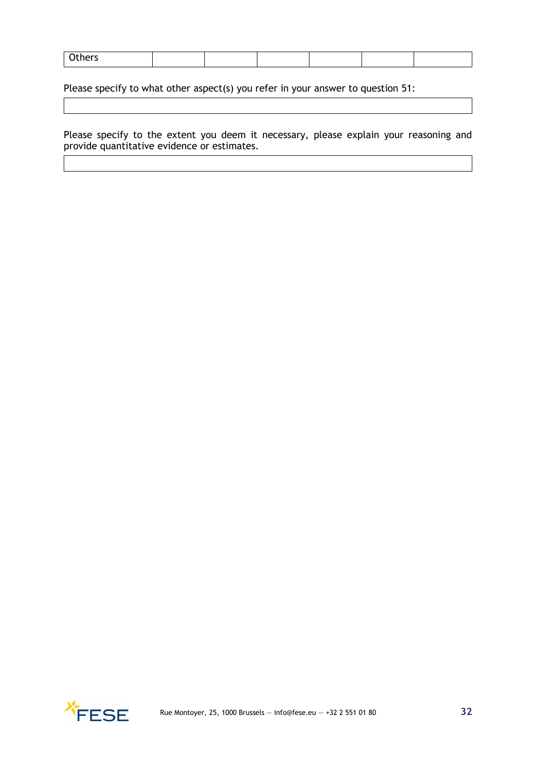| | | | | | | |
|---|---|---|---|---|---|---|
| Others | | | | | | |

Please specify to what other aspect(s) you refer in your answer to question 51:

| |
|---|
| |

Please specify to the extent you deem it necessary, please explain your reasoning and provide quantitative evidence or estimates.

| |
|---|
| |